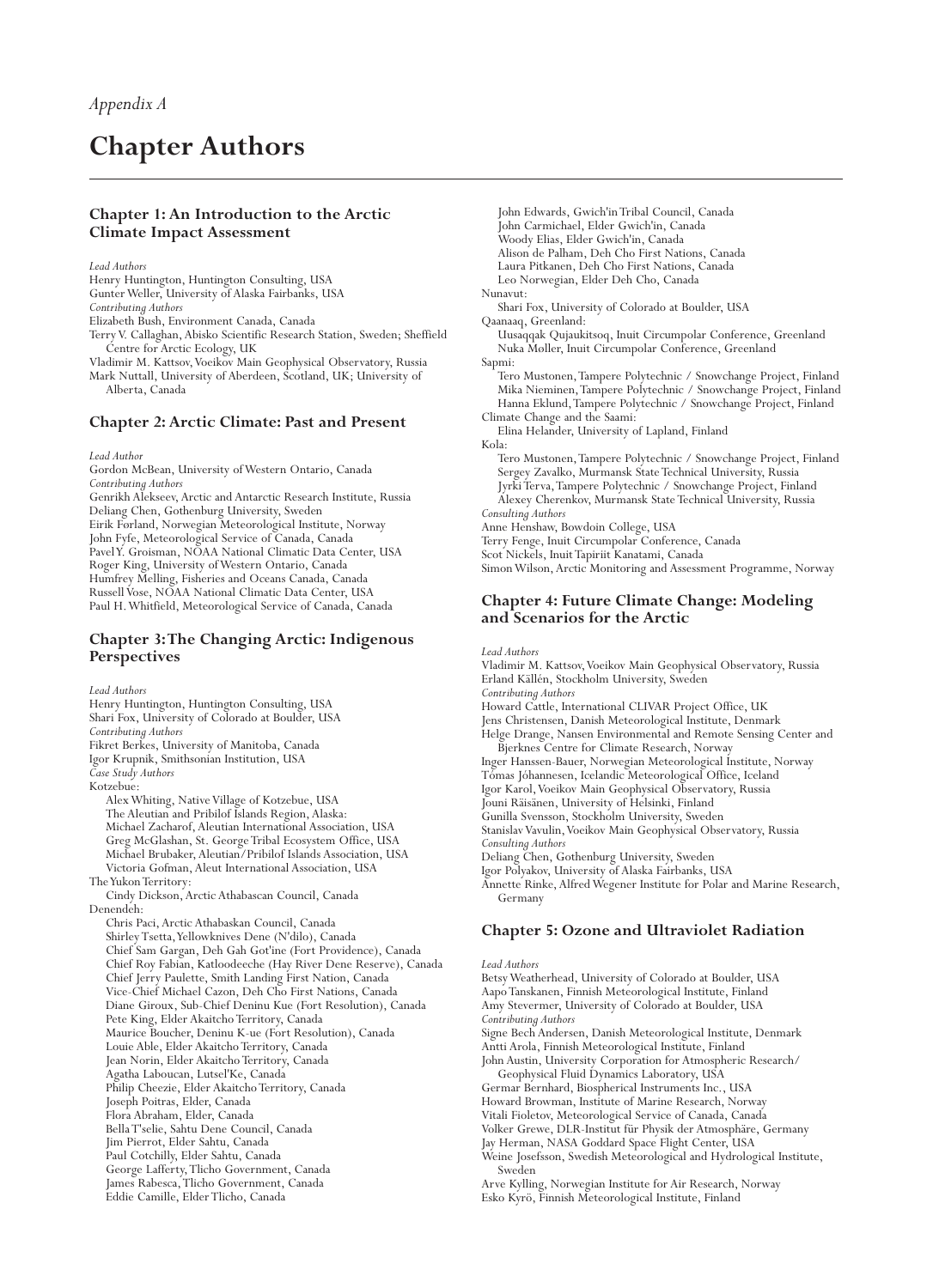*Appendix A*

# Chapter Authors

## Chapter 1: An Introduction to the Arctic Climate Impact Assessment

*Lead Authors*
Henry Huntington, Huntington Consulting, USA
Gunter Weller, University of Alaska Fairbanks, USA
*Contributing Authors*
Elizabeth Bush, Environment Canada, Canada
Terry V. Callaghan, Abisko Scientific Research Station, Sweden; Sheffield Centre for Arctic Ecology, UK
Vladimir M. Kattsov, Voeikov Main Geophysical Observatory, Russia
Mark Nuttall, University of Aberdeen, Scotland, UK; University of Alberta, Canada

## Chapter 2: Arctic Climate: Past and Present

*Lead Author*
Gordon McBean, University of Western Ontario, Canada
*Contributing Authors*
Genrikh Alekseev, Arctic and Antarctic Research Institute, Russia
Deliang Chen, Gothenburg University, Sweden
Eirik Førland, Norwegian Meteorological Institute, Norway
John Fyfe, Meteorological Service of Canada, Canada
Pavel Y. Groisman, NOAA National Climatic Data Center, USA
Roger King, University of Western Ontario, Canada
Humfrey Melling, Fisheries and Oceans Canada, Canada
Russell Vose, NOAA National Climatic Data Center, USA
Paul H. Whitfield, Meteorological Service of Canada, Canada

## Chapter 3: The Changing Arctic: Indigenous Perspectives

*Lead Authors*
Henry Huntington, Huntington Consulting, USA
Shari Fox, University of Colorado at Boulder, USA
*Contributing Authors*
Fikret Berkes, University of Manitoba, Canada
Igor Krupnik, Smithsonian Institution, USA
*Case Study Authors*
Kotzebue:
Alex Whiting, Native Village of Kotzebue, USA
The Aleutian and Pribilof Islands Region, Alaska:
Michael Zacharof, Aleutian International Association, USA
Greg McGlashan, St. George Tribal Ecosystem Office, USA
Michael Brubaker, Aleutian/Pribilof Islands Association, USA
Victoria Gofman, Aleut International Association, USA
The Yukon Territory:
Cindy Dickson, Arctic Athabascan Council, Canada
Denendeh:
Chris Paci, Arctic Athabaskan Council, Canada
Shirley Tsetta, Yellowknives Dene (N'dilo), Canada
Chief Sam Gargan, Deh Gah Got'ine (Fort Providence), Canada
Chief Roy Fabian, Katloodeeche (Hay River Dene Reserve), Canada
Chief Jerry Paulette, Smith Landing First Nation, Canada
Vice-Chief Michael Cazon, Deh Cho First Nations, Canada
Diane Giroux, Sub-Chief Deninu Kue (Fort Resolution), Canada
Pete King, Elder Akaitcho Territory, Canada
Maurice Boucher, Deninu K-ue (Fort Resolution), Canada
Louie Able, Elder Akaitcho Territory, Canada
Jean Norin, Elder Akaitcho Territory, Canada
Agatha Laboucan, Lutsel'Ke, Canada
Philip Cheezie, Elder Akaitcho Territory, Canada
Joseph Poitras, Elder, Canada
Flora Abraham, Elder, Canada
Bella T'selie, Sahtu Dene Council, Canada
Jim Pierrot, Elder Sahtu, Canada
Paul Cotchilly, Elder Sahtu, Canada
George Lafferty, Tlicho Government, Canada
James Rabesca, Tlicho Government, Canada
Eddie Camille, Elder Tlicho, Canada
John Edwards, Gwich'in Tribal Council, Canada
John Carmichael, Elder Gwich'in, Canada
Woody Elias, Elder Gwich'in, Canada
Alison de Palham, Deh Cho First Nations, Canada
Laura Pitkanen, Deh Cho First Nations, Canada
Leo Norwegian, Elder Deh Cho, Canada
Nunavut:
Shari Fox, University of Colorado at Boulder, USA
Qaanaaq, Greenland:
Uusaqqak Qujaukitsoq, Inuit Circumpolar Conference, Greenland
Nuka Møller, Inuit Circumpolar Conference, Greenland
Sapmi:
Tero Mustonen, Tampere Polytechnic / Snowchange Project, Finland
Mika Nieminen, Tampere Polytechnic / Snowchange Project, Finland
Hanna Eklund, Tampere Polytechnic / Snowchange Project, Finland
Climate Change and the Saami:
Elina Helander, University of Lapland, Finland
Kola:
Tero Mustonen, Tampere Polytechnic / Snowchange Project, Finland
Sergey Zavalko, Murmansk State Technical University, Russia
Jyrki Terva, Tampere Polytechnic / Snowchange Project, Finland
Alexey Cherenkov, Murmansk State Technical University, Russia
*Consulting Authors*
Anne Henshaw, Bowdoin College, USA
Terry Fenge, Inuit Circumpolar Conference, Canada
Scot Nickels, Inuit Tapiriit Kanatami, Canada
Simon Wilson, Arctic Monitoring and Assessment Programme, Norway

## Chapter 4: Future Climate Change: Modeling and Scenarios for the Arctic

*Lead Authors*
Vladimir M. Kattsov, Voeikov Main Geophysical Observatory, Russia
Erland Källén, Stockholm University, Sweden
*Contributing Authors*
Howard Cattle, International CLIVAR Project Office, UK
Jens Christensen, Danish Meteorological Institute, Denmark
Helge Drange, Nansen Environmental and Remote Sensing Center and Bjerknes Centre for Climate Research, Norway
Inger Hanssen-Bauer, Norwegian Meteorological Institute, Norway
Tómas Jóhannesen, Icelandic Meteorological Office, Iceland
Igor Karol, Voeikov Main Geophysical Observatory, Russia
Jouni Räisänen, University of Helsinki, Finland
Gunilla Svensson, Stockholm University, Sweden
Stanislav Vavulin, Voeikov Main Geophysical Observatory, Russia
*Consulting Authors*
Deliang Chen, Gothenburg University, Sweden
Igor Polyakov, University of Alaska Fairbanks, USA
Annette Rinke, Alfred Wegener Institute for Polar and Marine Research, Germany

## Chapter 5: Ozone and Ultraviolet Radiation

*Lead Authors*
Betsy Weatherhead, University of Colorado at Boulder, USA
Aapo Tanskanen, Finnish Meteorological Institute, Finland
Amy Stevermer, University of Colorado at Boulder, USA
*Contributing Authors*
Signe Bech Andersen, Danish Meteorological Institute, Denmark
Antti Arola, Finnish Meteorological Institute, Finland
John Austin, University Corporation for Atmospheric Research/ Geophysical Fluid Dynamics Laboratory, USA
Germar Bernhard, Biospherical Instruments Inc., USA
Howard Browman, Institute of Marine Research, Norway
Vitali Fioletov, Meteorological Service of Canada, Canada
Volker Grewe, DLR-Institut für Physik der Atmosphäre, Germany
Jay Herman, NASA Goddard Space Flight Center, USA
Weine Josefsson, Swedish Meteorological and Hydrological Institute, Sweden
Arve Kylling, Norwegian Institute for Air Research, Norway
Esko Kyrö, Finnish Meteorological Institute, Finland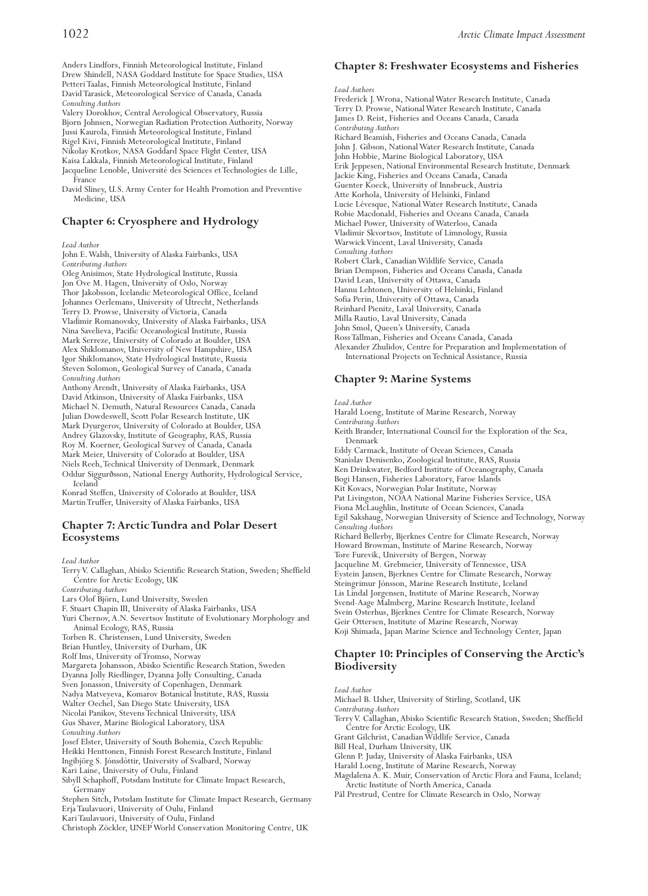Anders Lindfors, Finnish Meteorological Institute, Finland
Drew Shindell, NASA Goddard Institute for Space Studies, USA
Petteri Taalas, Finnish Meteorological Institute, Finland
David Tarasick, Meteorological Service of Canada, Canada
*Consulting Authors*
Valery Dorokhov, Central Aerological Observatory, Russia
Bjorn Johnsen, Norwegian Radiation Protection Authority, Norway
Jussi Kaurola, Finnish Meteorological Institute, Finland
Rigel Kivi, Finnish Meteorological Institute, Finland
Nikolay Krotkov, NASA Goddard Space Flight Center, USA
Kaisa Lakkala, Finnish Meteorological Institute, Finland
Jacqueline Lenoble, Université des Sciences et Technologies de Lille, France
David Sliney, U.S. Army Center for Health Promotion and Preventive Medicine, USA

## Chapter 6: Cryosphere and Hydrology

*Lead Author*
John E. Walsh, University of Alaska Fairbanks, USA
*Contributing Authors*
Oleg Anisimov, State Hydrological Institute, Russia
Jon Ove M. Hagen, University of Oslo, Norway
Thor Jakobsson, Icelandic Meteorological Office, Iceland
Johannes Oerlemans, University of Utrecht, Netherlands
Terry D. Prowse, University of Victoria, Canada
Vladimir Romanovsky, University of Alaska Fairbanks, USA
Nina Savelieva, Pacific Oceanological Institute, Russia
Mark Serreze, University of Colorado at Boulder, USA
Alex Shiklomanov, University of New Hampshire, USA
Igor Shiklomanov, State Hydrological Institute, Russia
Steven Solomon, Geological Survey of Canada, Canada
*Consulting Authors*
Anthony Arendt, University of Alaska Fairbanks, USA
David Atkinson, University of Alaska Fairbanks, USA
Michael N. Demuth, Natural Resources Canada, Canada
Julian Dowdeswell, Scott Polar Research Institute, UK
Mark Dyurgerov, University of Colorado at Boulder, USA
Andrey Glazovsky, Institute of Geography, RAS, Russia
Roy M. Koerner, Geological Survey of Canada, Canada
Mark Meier, University of Colorado at Boulder, USA
Niels Reeh, Technical University of Denmark, Denmark
Oddur Sigurðsson, National Energy Authority, Hydrological Service, Iceland
Konrad Steffen, University of Colorado at Boulder, USA
Martin Truffer, University of Alaska Fairbanks, USA

## Chapter 7: Arctic Tundra and Polar Desert Ecosystems

*Lead Author*
Terry V. Callaghan, Abisko Scientific Research Station, Sweden; Sheffield Centre for Arctic Ecology, UK
*Contributing Authors*
Lars Olof Björn, Lund University, Sweden
F. Stuart Chapin III, University of Alaska Fairbanks, USA
Yuri Chernov, A.N. Severtsov Institute of Evolutionary Morphology and Animal Ecology, RAS, Russia
Torben R. Christensen, Lund University, Sweden
Brian Huntley, University of Durham, UK
Rolf Ims, University of Tromso, Norway
Margareta Johansson, Abisko Scientific Research Station, Sweden
Dyanna Jolly Riedlinger, Dyanna Jolly Consulting, Canada
Sven Jonasson, University of Copenhagen, Denmark
Nadya Matveyeva, Komarov Botanical Institute, RAS, Russia
Walter Oechel, San Diego State University, USA
Nicolai Panikov, Stevens Technical University, USA
Gus Shaver, Marine Biological Laboratory, USA
*Consulting Authors*
Josef Elster, University of South Bohemia, Czech Republic
Heikki Henttonen, Finnish Forest Research Institute, Finland
Ingibjörg S. Jónsdóttir, University of Svalbard, Norway
Kari Laine, University of Oulu, Finland
Sibyll Schaphoff, Potsdam Institute for Climate Impact Research, Germany
Stephen Sitch, Potsdam Institute for Climate Impact Research, Germany
Erja Taulavuori, University of Oulu, Finland
Kari Taulavuori, University of Oulu, Finland
Christoph Zöckler, UNEP World Conservation Monitoring Centre, UK

## Chapter 8: Freshwater Ecosystems and Fisheries

*Lead Authors*
Frederick J. Wrona, National Water Research Institute, Canada
Terry D. Prowse, National Water Research Institute, Canada
James D. Reist, Fisheries and Oceans Canada, Canada
*Contributing Authors*
Richard Beamish, Fisheries and Oceans Canada, Canada
John J. Gibson, National Water Research Institute, Canada
John Hobbie, Marine Biological Laboratory, USA
Erik Jeppesen, National Environmental Research Institute, Denmark
Jackie King, Fisheries and Oceans Canada, Canada
Guenter Koeck, University of Innsbruck, Austria
Atte Korhola, University of Helsinki, Finland
Lucie Lévesque, National Water Research Institute, Canada
Robie Macdonald, Fisheries and Oceans Canada, Canada
Michael Power, University of Waterloo, Canada
Vladimir Skvortsov, Institute of Limnology, Russia
Warwick Vincent, Laval University, Canada
*Consulting Authors*
Robert Clark, Canadian Wildlife Service, Canada
Brian Dempson, Fisheries and Oceans Canada, Canada
David Lean, University of Ottawa, Canada
Hannu Lehtonen, University of Helsinki, Finland
Sofia Perin, University of Ottawa, Canada
Reinhard Pienitz, Laval University, Canada
Milla Rautio, Laval University, Canada
John Smol, Queen's University, Canada
Ross Tallman, Fisheries and Oceans Canada, Canada
Alexander Zhulidov, Centre for Preparation and Implementation of International Projects on Technical Assistance, Russia

## Chapter 9: Marine Systems

*Lead Author*
Harald Loeng, Institute of Marine Research, Norway
*Contributing Authors*
Keith Brander, International Council for the Exploration of the Sea, Denmark
Eddy Carmack, Institute of Ocean Sciences, Canada
Stanislav Denisenko, Zoological Institute, RAS, Russia
Ken Drinkwater, Bedford Institute of Oceanography, Canada
Bogi Hansen, Fisheries Laboratory, Faroe Islands
Kit Kovacs, Norwegian Polar Institute, Norway
Pat Livingston, NOAA National Marine Fisheries Service, USA
Fiona McLaughlin, Institute of Ocean Sciences, Canada
Egil Sakshaug, Norwegian University of Science and Technology, Norway
*Consulting Authors*
Richard Bellerby, Bjerknes Centre for Climate Research, Norway
Howard Browman, Institute of Marine Research, Norway
Tore Furevik, University of Bergen, Norway
Jacqueline M. Grebmeier, University of Tennessee, USA
Eystein Jansen, Bjerknes Centre for Climate Research, Norway
Steingrimur Jónsson, Marine Research Institute, Iceland
Lis Lindal Jørgensen, Institute of Marine Research, Norway
Svend-Aage Malmberg, Marine Research Institute, Iceland
Svein Østerhus, Bjerknes Centre for Climate Research, Norway
Geir Ottersen, Institute of Marine Research, Norway
Koji Shimada, Japan Marine Science and Technology Center, Japan

## Chapter 10: Principles of Conserving the Arctic's Biodiversity

*Lead Author*
Michael B. Usher, University of Stirling, Scotland, UK
*Contributing Authors*
Terry V. Callaghan, Abisko Scientific Research Station, Sweden; Sheffield Centre for Arctic Ecology, UK
Grant Gilchrist, Canadian Wildlife Service, Canada
Bill Heal, Durham University, UK
Glenn P. Juday, University of Alaska Fairbanks, USA
Harald Loeng, Institute of Marine Research, Norway
Magdalena A. K. Muir, Conservation of Arctic Flora and Fauna, Iceland; Arctic Institute of North America, Canada
Pål Prestrud, Centre for Climate Research in Oslo, Norway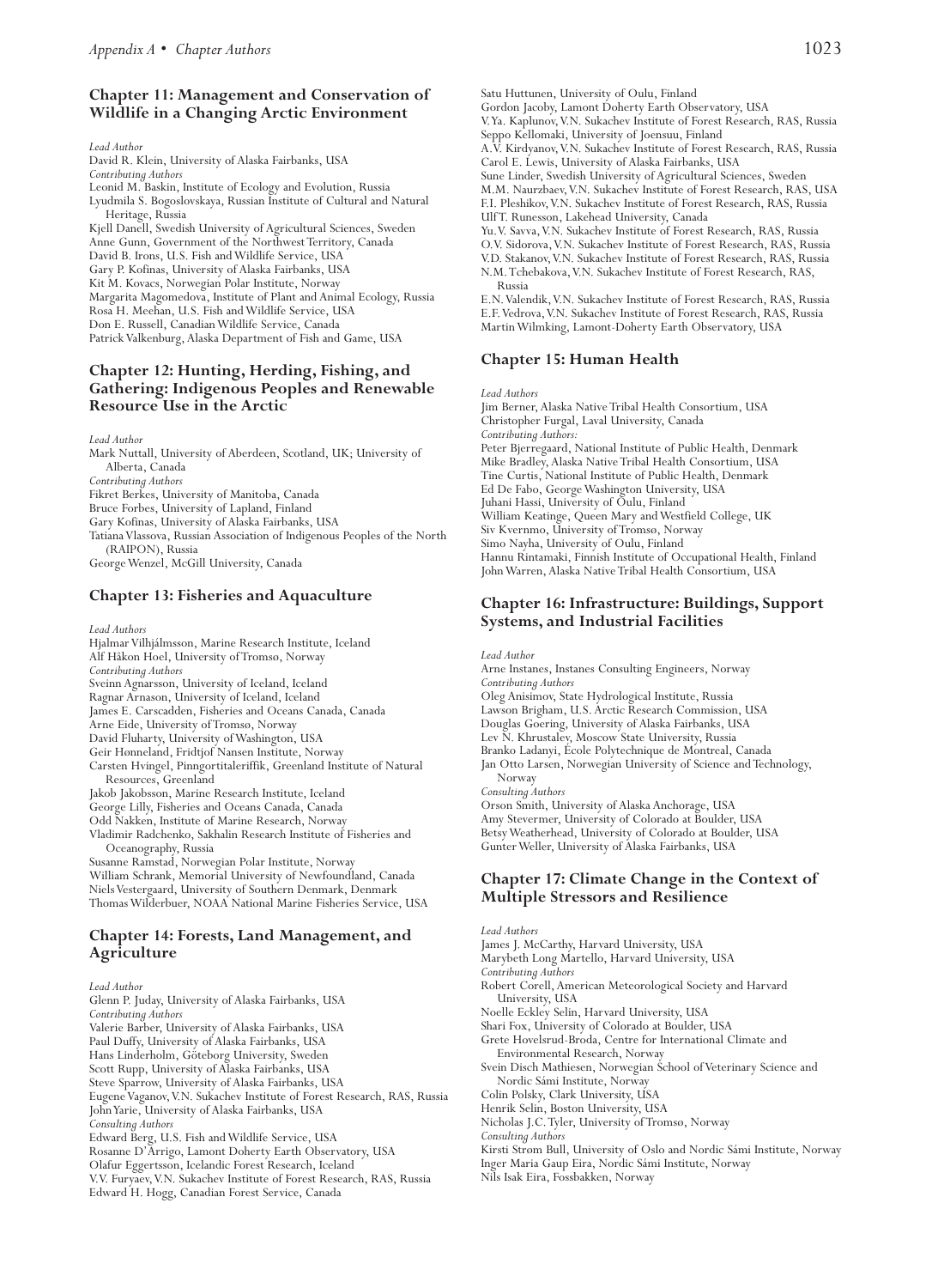## Chapter 11: Management and Conservation of Wildlife in a Changing Arctic Environment

*Lead Author*
David R. Klein, University of Alaska Fairbanks, USA
*Contributing Authors*
Leonid M. Baskin, Institute of Ecology and Evolution, Russia
Lyudmila S. Bogoslovskaya, Russian Institute of Cultural and Natural Heritage, Russia
Kjell Danell, Swedish University of Agricultural Sciences, Sweden
Anne Gunn, Government of the Northwest Territory, Canada
David B. Irons, U.S. Fish and Wildlife Service, USA
Gary P. Kofinas, University of Alaska Fairbanks, USA
Kit M. Kovacs, Norwegian Polar Institute, Norway
Margarita Magomedova, Institute of Plant and Animal Ecology, Russia
Rosa H. Meehan, U.S. Fish and Wildlife Service, USA
Don E. Russell, Canadian Wildlife Service, Canada
Patrick Valkenburg, Alaska Department of Fish and Game, USA

## Chapter 12: Hunting, Herding, Fishing, and Gathering: Indigenous Peoples and Renewable Resource Use in the Arctic

*Lead Author*
Mark Nuttall, University of Aberdeen, Scotland, UK; University of Alberta, Canada
*Contributing Authors*
Fikret Berkes, University of Manitoba, Canada
Bruce Forbes, University of Lapland, Finland
Gary Kofinas, University of Alaska Fairbanks, USA
Tatiana Vlassova, Russian Association of Indigenous Peoples of the North (RAIPON), Russia
George Wenzel, McGill University, Canada

## Chapter 13: Fisheries and Aquaculture

*Lead Authors*
Hjalmar Vilhjálmsson, Marine Research Institute, Iceland
Alf Håkon Hoel, University of Tromsø, Norway
*Contributing Authors*
Sveinn Agnarsson, University of Iceland, Iceland
Ragnar Arnason, University of Iceland, Iceland
James E. Carscadden, Fisheries and Oceans Canada, Canada
Arne Eide, University of Tromsø, Norway
David Fluharty, University of Washington, USA
Geir Hønneland, Fridtjof Nansen Institute, Norway
Carsten Hvingel, Pinngortitaleriffik, Greenland Institute of Natural Resources, Greenland
Jakob Jakobsson, Marine Research Institute, Iceland
George Lilly, Fisheries and Oceans Canada, Canada
Odd Nakken, Institute of Marine Research, Norway
Vladimir Radchenko, Sakhalin Research Institute of Fisheries and Oceanography, Russia
Susanne Ramstad, Norwegian Polar Institute, Norway
William Schrank, Memorial University of Newfoundland, Canada
Niels Vestergaard, University of Southern Denmark, Denmark
Thomas Wilderbuer, NOAA National Marine Fisheries Service, USA

## Chapter 14: Forests, Land Management, and Agriculture

*Lead Author*
Glenn P. Juday, University of Alaska Fairbanks, USA
*Contributing Authors*
Valerie Barber, University of Alaska Fairbanks, USA
Paul Duffy, University of Alaska Fairbanks, USA
Hans Linderholm, Göteborg University, Sweden
Scott Rupp, University of Alaska Fairbanks, USA
Steve Sparrow, University of Alaska Fairbanks, USA
Eugene Vaganov, V.N. Sukachev Institute of Forest Research, RAS, Russia
John Yarie, University of Alaska Fairbanks, USA
*Consulting Authors*
Edward Berg, U.S. Fish and Wildlife Service, USA
Rosanne D'Arrigo, Lamont Doherty Earth Observatory, USA
Olafur Eggertsson, Icelandic Forest Research, Iceland
V.V. Furyaev, V.N. Sukachev Institute of Forest Research, RAS, Russia
Edward H. Hogg, Canadian Forest Service, Canada
Satu Huttunen, University of Oulu, Finland
Gordon Jacoby, Lamont Doherty Earth Observatory, USA
V.Ya. Kaplunov, V.N. Sukachev Institute of Forest Research, RAS, Russia
Seppo Kellomaki, University of Joensuu, Finland
A.V. Kirdyanov, V.N. Sukachev Institute of Forest Research, RAS, Russia
Carol E. Lewis, University of Alaska Fairbanks, USA
Sune Linder, Swedish University of Agricultural Sciences, Sweden
M.M. Naurzbaev, V.N. Sukachev Institute of Forest Research, RAS, USA
F.I. Pleshikov, V.N. Sukachev Institute of Forest Research, RAS, Russia
Ulf T. Runesson, Lakehead University, Canada
Yu.V. Savva, V.N. Sukachev Institute of Forest Research, RAS, Russia
O.V. Sidorova, V.N. Sukachev Institute of Forest Research, RAS, Russia
V.D. Stakanov, V.N. Sukachev Institute of Forest Research, RAS, Russia
N.M. Tchebakova, V.N. Sukachev Institute of Forest Research, RAS, Russia
E.N. Valendik, V.N. Sukachev Institute of Forest Research, RAS, Russia
E.F. Vedrova, V.N. Sukachev Institute of Forest Research, RAS, Russia
Martin Wilmking, Lamont-Doherty Earth Observatory, USA

## Chapter 15: Human Health

*Lead Authors*
Jim Berner, Alaska Native Tribal Health Consortium, USA
Christopher Furgal, Laval University, Canada
*Contributing Authors:*
Peter Bjerregaard, National Institute of Public Health, Denmark
Mike Bradley, Alaska Native Tribal Health Consortium, USA
Tine Curtis, National Institute of Public Health, Denmark
Ed De Fabo, George Washington University, USA
Juhani Hassi, University of Oulu, Finland
William Keatinge, Queen Mary and Westfield College, UK
Siv Kvernmo, University of Tromsø, Norway
Simo Nayha, University of Oulu, Finland
Hannu Rintamaki, Finnish Institute of Occupational Health, Finland
John Warren, Alaska Native Tribal Health Consortium, USA

## Chapter 16: Infrastructure: Buildings, Support Systems, and Industrial Facilities

*Lead Author*
Arne Instanes, Instanes Consulting Engineers, Norway
*Contributing Authors*
Oleg Anisimov, State Hydrological Institute, Russia
Lawson Brigham, U.S. Arctic Research Commission, USA
Douglas Goering, University of Alaska Fairbanks, USA
Lev N. Khrustalev, Moscow State University, Russia
Branko Ladanyi, École Polytechnique de Montreal, Canada
Jan Otto Larsen, Norwegian University of Science and Technology, Norway
*Consulting Authors*
Orson Smith, University of Alaska Anchorage, USA
Amy Stevermer, University of Colorado at Boulder, USA
Betsy Weatherhead, University of Colorado at Boulder, USA
Gunter Weller, University of Alaska Fairbanks, USA

## Chapter 17: Climate Change in the Context of Multiple Stressors and Resilience

*Lead Authors*
James J. McCarthy, Harvard University, USA
Marybeth Long Martello, Harvard University, USA
*Contributing Authors*
Robert Corell, American Meteorological Society and Harvard University, USA
Noelle Eckley Selin, Harvard University, USA
Shari Fox, University of Colorado at Boulder, USA
Grete Hovelsrud-Broda, Centre for International Climate and Environmental Research, Norway
Svein Disch Mathiesen, Norwegian School of Veterinary Science and Nordic Sámi Institute, Norway
Colin Polsky, Clark University, USA
Henrik Selin, Boston University, USA
Nicholas J.C. Tyler, University of Tromsø, Norway
*Consulting Authors*
Kirsti Strøm Bull, University of Oslo and Nordic Sámi Institute, Norway
Inger Maria Gaup Eira, Nordic Sámi Institute, Norway
Nils Isak Eira, Fossbakken, Norway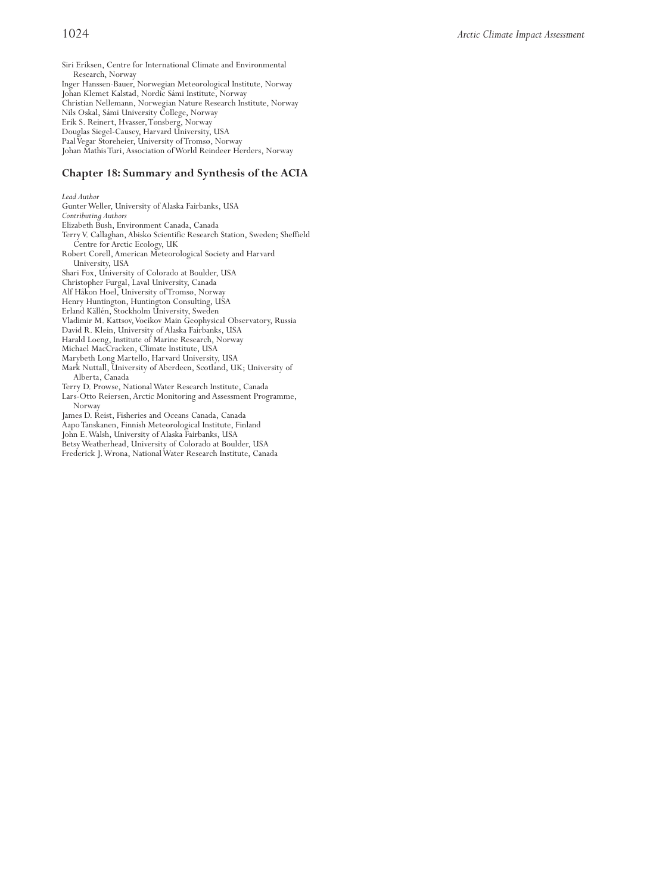Siri Eriksen, Centre for International Climate and Environmental Research, Norway
Inger Hanssen-Bauer, Norwegian Meteorological Institute, Norway
Johan Klemet Kalstad, Nordic Sámi Institute, Norway
Christian Nellemann, Norwegian Nature Research Institute, Norway
Nils Oskal, Sámi University College, Norway
Erik S. Reinert, Hvasser, Tønsberg, Norway
Douglas Siegel-Causey, Harvard University, USA
Paal Vegar Storeheier, University of Tromsø, Norway
Johan Mathis Turi, Association of World Reindeer Herders, Norway

## Chapter 18: Summary and Synthesis of the ACIA

*Lead Author*
Gunter Weller, University of Alaska Fairbanks, USA
*Contributing Authors*
Elizabeth Bush, Environment Canada, Canada
Terry V. Callaghan, Abisko Scientific Research Station, Sweden; Sheffield Centre for Arctic Ecology, UK
Robert Corell, American Meteorological Society and Harvard University, USA
Shari Fox, University of Colorado at Boulder, USA
Christopher Furgal, Laval University, Canada
Alf Håkon Hoel, University of Tromsø, Norway
Henry Huntington, Huntington Consulting, USA
Erland Källén, Stockholm University, Sweden
Vladimir M. Kattsov, Voeikov Main Geophysical Observatory, Russia
David R. Klein, University of Alaska Fairbanks, USA
Harald Loeng, Institute of Marine Research, Norway
Michael MacCracken, Climate Institute, USA
Marybeth Long Martello, Harvard University, USA
Mark Nuttall, University of Aberdeen, Scotland, UK; University of Alberta, Canada
Terry D. Prowse, National Water Research Institute, Canada
Lars-Otto Reiersen, Arctic Monitoring and Assessment Programme, Norway
James D. Reist, Fisheries and Oceans Canada, Canada
Aapo Tanskanen, Finnish Meteorological Institute, Finland
John E. Walsh, University of Alaska Fairbanks, USA
Betsy Weatherhead, University of Colorado at Boulder, USA
Frederick J. Wrona, National Water Research Institute, Canada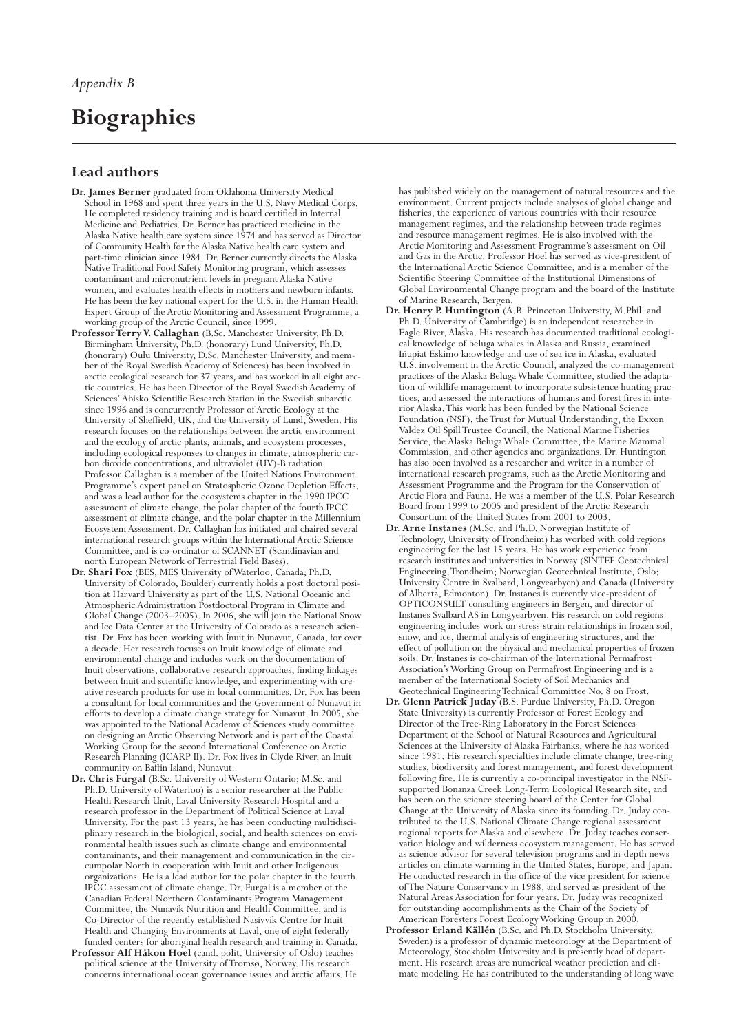*Appendix B*

# Biographies

## Lead authors

**Dr. James Berner** graduated from Oklahoma University Medical School in 1968 and spent three years in the U.S. Navy Medical Corps. He completed residency training and is board certified in Internal Medicine and Pediatrics. Dr. Berner has practiced medicine in the Alaska Native health care system since 1974 and has served as Director of Community Health for the Alaska Native health care system and part-time clinician since 1984. Dr. Berner currently directs the Alaska Native Traditional Food Safety Monitoring program, which assesses contaminant and micronutrient levels in pregnant Alaska Native women, and evaluates health effects in mothers and newborn infants. He has been the key national expert for the U.S. in the Human Health Expert Group of the Arctic Monitoring and Assessment Programme, a working group of the Arctic Council, since 1999.

**Professor Terry V. Callaghan** (B.Sc. Manchester University, Ph.D. Birmingham University, Ph.D. (honorary) Lund University, Ph.D. (honorary) Oulu University, D.Sc. Manchester University, and member of the Royal Swedish Academy of Sciences) has been involved in arctic ecological research for 37 years, and has worked in all eight arctic countries. He has been Director of the Royal Swedish Academy of Sciences' Abisko Scientific Research Station in the Swedish subarctic since 1996 and is concurrently Professor of Arctic Ecology at the University of Sheffield, UK, and the University of Lund, Sweden. His research focuses on the relationships between the arctic environment and the ecology of arctic plants, animals, and ecosystem processes, including ecological responses to changes in climate, atmospheric carbon dioxide concentrations, and ultraviolet (UV)-B radiation. Professor Callaghan is a member of the United Nations Environment Programme's expert panel on Stratospheric Ozone Depletion Effects, and was a lead author for the ecosystems chapter in the 1990 IPCC assessment of climate change, the polar chapter of the fourth IPCC assessment of climate change, and the polar chapter in the Millennium Ecosystem Assessment. Dr. Callaghan has initiated and chaired several international research groups within the International Arctic Science Committee, and is co-ordinator of SCANNET (Scandinavian and north European Network of Terrestrial Field Bases).

**Dr. Shari Fox** (BES, MES University of Waterloo, Canada; Ph.D. University of Colorado, Boulder) currently holds a post doctoral position at Harvard University as part of the U.S. National Oceanic and Atmospheric Administration Postdoctoral Program in Climate and Global Change (2003–2005). In 2006, she will join the National Snow and Ice Data Center at the University of Colorado as a research scientist. Dr. Fox has been working with Inuit in Nunavut, Canada, for over a decade. Her research focuses on Inuit knowledge of climate and environmental change and includes work on the documentation of Inuit observations, collaborative research approaches, finding linkages between Inuit and scientific knowledge, and experimenting with creative research products for use in local communities. Dr. Fox has been a consultant for local communities and the Government of Nunavut in efforts to develop a climate change strategy for Nunavut. In 2005, she was appointed to the National Academy of Sciences study committee on designing an Arctic Observing Network and is part of the Coastal Working Group for the second International Conference on Arctic Research Planning (ICARP II). Dr. Fox lives in Clyde River, an Inuit community on Baffin Island, Nunavut.

**Dr. Chris Furgal** (B.Sc. University of Western Ontario; M.Sc. and Ph.D. University of Waterloo) is a senior researcher at the Public Health Research Unit, Laval University Research Hospital and a research professor in the Department of Political Science at Laval University. For the past 13 years, he has been conducting multidisciplinary research in the biological, social, and health sciences on environmental health issues such as climate change and environmental contaminants, and their management and communication in the circumpolar North in cooperation with Inuit and other Indigenous organizations. He is a lead author for the polar chapter in the fourth IPCC assessment of climate change. Dr. Furgal is a member of the Canadian Federal Northern Contaminants Program Management Committee, the Nunavik Nutrition and Health Committee, and is Co-Director of the recently established Nasivvik Centre for Inuit Health and Changing Environments at Laval, one of eight federally funded centers for aboriginal health research and training in Canada.

**Professor Alf Håkon Hoel** (cand. polit. University of Oslo) teaches political science at the University of Tromsø, Norway. His research concerns international ocean governance issues and arctic affairs. He has published widely on the management of natural resources and the environment. Current projects include analyses of global change and fisheries, the experience of various countries with their resource management regimes, and the relationship between trade regimes and resource management regimes. He is also involved with the Arctic Monitoring and Assessment Programme's assessment on Oil and Gas in the Arctic. Professor Hoel has served as vice-president of the International Arctic Science Committee, and is a member of the Scientific Steering Committee of the Institutional Dimensions of Global Environmental Change program and the board of the Institute of Marine Research, Bergen.

**Dr. Henry P. Huntington** (A.B. Princeton University, M.Phil. and Ph.D. University of Cambridge) is an independent researcher in Eagle River, Alaska. His research has documented traditional ecological knowledge of beluga whales in Alaska and Russia, examined Iñupiat Eskimo knowledge and use of sea ice in Alaska, evaluated U.S. involvement in the Arctic Council, analyzed the co-management practices of the Alaska Beluga Whale Committee, studied the adaptation of wildlife management to incorporate subsistence hunting practices, and assessed the interactions of humans and forest fires in interior Alaska. This work has been funded by the National Science Foundation (NSF), the Trust for Mutual Understanding, the Exxon Valdez Oil Spill Trustee Council, the National Marine Fisheries Service, the Alaska Beluga Whale Committee, the Marine Mammal Commission, and other agencies and organizations. Dr. Huntington has also been involved as a researcher and writer in a number of international research programs, such as the Arctic Monitoring and Assessment Programme and the Program for the Conservation of Arctic Flora and Fauna. He was a member of the U.S. Polar Research Board from 1999 to 2005 and president of the Arctic Research Consortium of the United States from 2001 to 2003.

**Dr. Arne Instanes** (M.Sc. and Ph.D. Norwegian Institute of Technology, University of Trondheim) has worked with cold regions engineering for the last 15 years. He has work experience from research institutes and universities in Norway (SINTEF Geotechnical Engineering, Trondheim; Norwegian Geotechnical Institute, Oslo; University Centre in Svalbard, Longyearbyen) and Canada (University of Alberta, Edmonton). Dr. Instanes is currently vice-president of OPTICONSULT consulting engineers in Bergen, and director of Instanes Svalbard AS in Longyearbyen. His research on cold regions engineering includes work on stress-strain relationships in frozen soil, snow, and ice, thermal analysis of engineering structures, and the effect of pollution on the physical and mechanical properties of frozen soils. Dr. Instanes is co-chairman of the International Permafrost Association's Working Group on Permafrost Engineering and is a member of the International Society of Soil Mechanics and Geotechnical Engineering Technical Committee No. 8 on Frost.

**Dr. Glenn Patrick Juday** (B.S. Purdue University, Ph.D. Oregon State University) is currently Professor of Forest Ecology and Director of the Tree-Ring Laboratory in the Forest Sciences Department of the School of Natural Resources and Agricultural Sciences at the University of Alaska Fairbanks, where he has worked since 1981. His research specialties include climate change, tree-ring studies, biodiversity and forest management, and forest development following fire. He is currently a co-principal investigator in the NSF-supported Bonanza Creek Long-Term Ecological Research site, and has been on the science steering board of the Center for Global Change at the University of Alaska since its founding. Dr. Juday contributed to the U.S. National Climate Change regional assessment regional reports for Alaska and elsewhere. Dr. Juday teaches conservation biology and wilderness ecosystem management. He has served as science advisor for several television programs and in-depth news articles on climate warming in the United States, Europe, and Japan. He conducted research in the office of the vice president for science of The Nature Conservancy in 1988, and served as president of the Natural Areas Association for four years. Dr. Juday was recognized for outstanding accomplishments as the Chair of the Society of American Foresters Forest Ecology Working Group in 2000.

**Professor Erland Källén** (B.Sc. and Ph.D. Stockholm University, Sweden) is a professor of dynamic meteorology at the Department of Meteorology, Stockholm University and is presently head of department. His research areas are numerical weather prediction and climate modeling. He has contributed to the understanding of long wave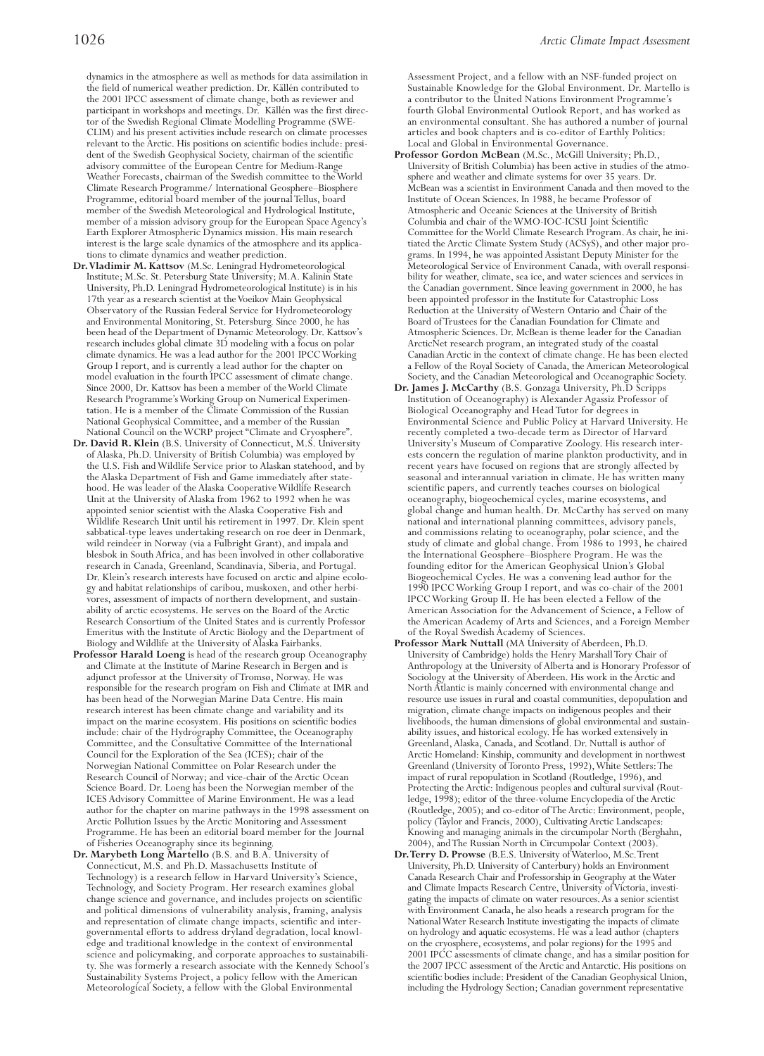dynamics in the atmosphere as well as methods for data assimilation in the field of numerical weather prediction. Dr. Källén contributed to the 2001 IPCC assessment of climate change, both as reviewer and participant in workshops and meetings. Dr. Källén was the first director of the Swedish Regional Climate Modelling Programme (SWECLIM) and his present activities include research on climate processes relevant to the Arctic. His positions on scientific bodies include: president of the Swedish Geophysical Society, chairman of the scientific advisory committee of the European Centre for Medium-Range Weather Forecasts, chairman of the Swedish committee to the World Climate Research Programme/ International Geosphere–Biosphere Programme, editorial board member of the journal Tellus, board member of the Swedish Meteorological and Hydrological Institute, member of a mission advisory group for the European Space Agency's Earth Explorer Atmospheric Dynamics mission. His main research interest is the large scale dynamics of the atmosphere and its applications to climate dynamics and weather prediction.

**Dr. Vladimir M. Kattsov** (M.Sc. Leningrad Hydrometeorological Institute; M.Sc. St. Petersburg State University; M.A. Kalinin State University, Ph.D. Leningrad Hydrometeorological Institute) is in his 17th year as a research scientist at the Voeikov Main Geophysical Observatory of the Russian Federal Service for Hydrometeorology and Environmental Monitoring, St. Petersburg. Since 2000, he has been head of the Department of Dynamic Meteorology. Dr. Kattsov's research includes global climate 3D modeling with a focus on polar climate dynamics. He was a lead author for the 2001 IPCC Working Group I report, and is currently a lead author for the chapter on model evaluation in the fourth IPCC assessment of climate change. Since 2000, Dr. Kattsov has been a member of the World Climate Research Programme's Working Group on Numerical Experimentation. He is a member of the Climate Commission of the Russian National Geophysical Committee, and a member of the Russian National Council on the WCRP project "Climate and Cryosphere".

**Dr. David R. Klein** (B.S. University of Connecticut, M.S. University of Alaska, Ph.D. University of British Columbia) was employed by the U.S. Fish and Wildlife Service prior to Alaskan statehood, and by the Alaska Department of Fish and Game immediately after statehood. He was leader of the Alaska Cooperative Wildlife Research Unit at the University of Alaska from 1962 to 1992 when he was appointed senior scientist with the Alaska Cooperative Fish and Wildlife Research Unit until his retirement in 1997. Dr. Klein spent sabbatical-type leaves undertaking research on roe deer in Denmark, wild reindeer in Norway (via a Fulbright Grant), and impala and blesbok in South Africa, and has been involved in other collaborative research in Canada, Greenland, Scandinavia, Siberia, and Portugal. Dr. Klein's research interests have focused on arctic and alpine ecology and habitat relationships of caribou, muskoxen, and other herbivores, assessment of impacts of northern development, and sustainability of arctic ecosystems. He serves on the Board of the Arctic Research Consortium of the United States and is currently Professor Emeritus with the Institute of Arctic Biology and the Department of Biology and Wildlife at the University of Alaska Fairbanks.

**Professor Harald Loeng** is head of the research group Oceanography and Climate at the Institute of Marine Research in Bergen and is adjunct professor at the University of Tromsø, Norway. He was responsible for the research program on Fish and Climate at IMR and has been head of the Norwegian Marine Data Centre. His main research interest has been climate change and variability and its impact on the marine ecosystem. His positions on scientific bodies include: chair of the Hydrography Committee, the Oceanography Committee, and the Consultative Committee of the International Council for the Exploration of the Sea (ICES); chair of the Norwegian National Committee on Polar Research under the Research Council of Norway; and vice-chair of the Arctic Ocean Science Board. Dr. Loeng has been the Norwegian member of the ICES Advisory Committee of Marine Environment. He was a lead author for the chapter on marine pathways in the 1998 assessment on Arctic Pollution Issues by the Arctic Monitoring and Assessment Programme. He has been an editorial board member for the Journal of Fisheries Oceanography since its beginning.

**Dr. Marybeth Long Martello** (B.S. and B.A. University of Connecticut, M.S. and Ph.D. Massachusetts Institute of Technology) is a research fellow in Harvard University's Science, Technology, and Society Program. Her research examines global change science and governance, and includes projects on scientific and political dimensions of vulnerability analysis, framing, analysis and representation of climate change impacts, scientific and intergovernmental efforts to address dryland degradation, local knowledge and traditional knowledge in the context of environmental science and policymaking, and corporate approaches to sustainability. She was formerly a research associate with the Kennedy School's Sustainability Systems Project, a policy fellow with the American Meteorological Society, a fellow with the Global Environmental Assessment Project, and a fellow with an NSF-funded project on Sustainable Knowledge for the Global Environment. Dr. Martello is a contributor to the United Nations Environment Programme's fourth Global Environmental Outlook Report, and has worked as an environmental consultant. She has authored a number of journal articles and book chapters and is co-editor of Earthly Politics: Local and Global in Environmental Governance.

**Professor Gordon McBean** (M.Sc., McGill University; Ph.D., University of British Columbia) has been active in studies of the atmosphere and weather and climate systems for over 35 years. Dr. McBean was a scientist in Environment Canada and then moved to the Institute of Ocean Sciences. In 1988, he became Professor of Atmospheric and Oceanic Sciences at the University of British Columbia and chair of the WMO-IOC-ICSU Joint Scientific Committee for the World Climate Research Program. As chair, he initiated the Arctic Climate System Study (ACSyS), and other major programs. In 1994, he was appointed Assistant Deputy Minister for the Meteorological Service of Environment Canada, with overall responsibility for weather, climate, sea ice, and water sciences and services in the Canadian government. Since leaving government in 2000, he has been appointed professor in the Institute for Catastrophic Loss Reduction at the University of Western Ontario and Chair of the Board of Trustees for the Canadian Foundation for Climate and Atmospheric Sciences. Dr. McBean is theme leader for the Canadian ArcticNet research program, an integrated study of the coastal Canadian Arctic in the context of climate change. He has been elected a Fellow of the Royal Society of Canada, the American Meteorological Society, and the Canadian Meteorological and Oceanographic Society.

**Dr. James J. McCarthy** (B.S. Gonzaga University, Ph.D Scripps Institution of Oceanography) is Alexander Agassiz Professor of Biological Oceanography and Head Tutor for degrees in Environmental Science and Public Policy at Harvard University. He recently completed a two-decade term as Director of Harvard University's Museum of Comparative Zoology. His research interests concern the regulation of marine plankton productivity, and in recent years have focused on regions that are strongly affected by seasonal and interannual variation in climate. He has written many scientific papers, and currently teaches courses on biological oceanography, biogeochemical cycles, marine ecosystems, and global change and human health. Dr. McCarthy has served on many national and international planning committees, advisory panels, and commissions relating to oceanography, polar science, and the study of climate and global change. From 1986 to 1993, he chaired the International Geosphere–Biosphere Program. He was the founding editor for the American Geophysical Union's Global Biogeochemical Cycles. He was a convening lead author for the 1990 IPCC Working Group I report, and was co-chair of the 2001 IPCC Working Group II. He has been elected a Fellow of the American Association for the Advancement of Science, a Fellow of the American Academy of Arts and Sciences, and a Foreign Member of the Royal Swedish Academy of Sciences.

**Professor Mark Nuttall** (MA University of Aberdeen, Ph.D. University of Cambridge) holds the Henry Marshall Tory Chair of Anthropology at the University of Alberta and is Honorary Professor of Sociology at the University of Aberdeen. His work in the Arctic and North Atlantic is mainly concerned with environmental change and resource use issues in rural and coastal communities, depopulation and migration, climate change impacts on indigenous peoples and their livelihoods, the human dimensions of global environmental and sustainability issues, and historical ecology. He has worked extensively in Greenland, Alaska, Canada, and Scotland. Dr. Nuttall is author of Arctic Homeland: Kinship, community and development in northwest Greenland (University of Toronto Press, 1992), White Settlers: The impact of rural repopulation in Scotland (Routledge, 1996), and Protecting the Arctic: Indigenous peoples and cultural survival (Routledge, 1998); editor of the three-volume Encyclopedia of the Arctic (Routledge, 2005); and co-editor of The Arctic: Environment, people, policy (Taylor and Francis, 2000), Cultivating Arctic Landscapes: Knowing and managing animals in the circumpolar North (Berghahn, 2004), and The Russian North in Circumpolar Context (2003).

**Dr. Terry D. Prowse** (B.E.S. University of Waterloo, M.Sc. Trent University, Ph.D. University of Canterbury) holds an Environment Canada Research Chair and Professorship in Geography at the Water and Climate Impacts Research Centre, University of Victoria, investigating the impacts of climate on water resources. As a senior scientist with Environment Canada, he also heads a research program for the National Water Research Institute investigating the impacts of climate on hydrology and aquatic ecosystems. He was a lead author (chapters on the cryosphere, ecosystems, and polar regions) for the 1995 and 2001 IPCC assessments of climate change, and has a similar position for the 2007 IPCC assessment of the Arctic and Antarctic. His positions on scientific bodies include: President of the Canadian Geophysical Union, including the Hydrology Section; Canadian government representative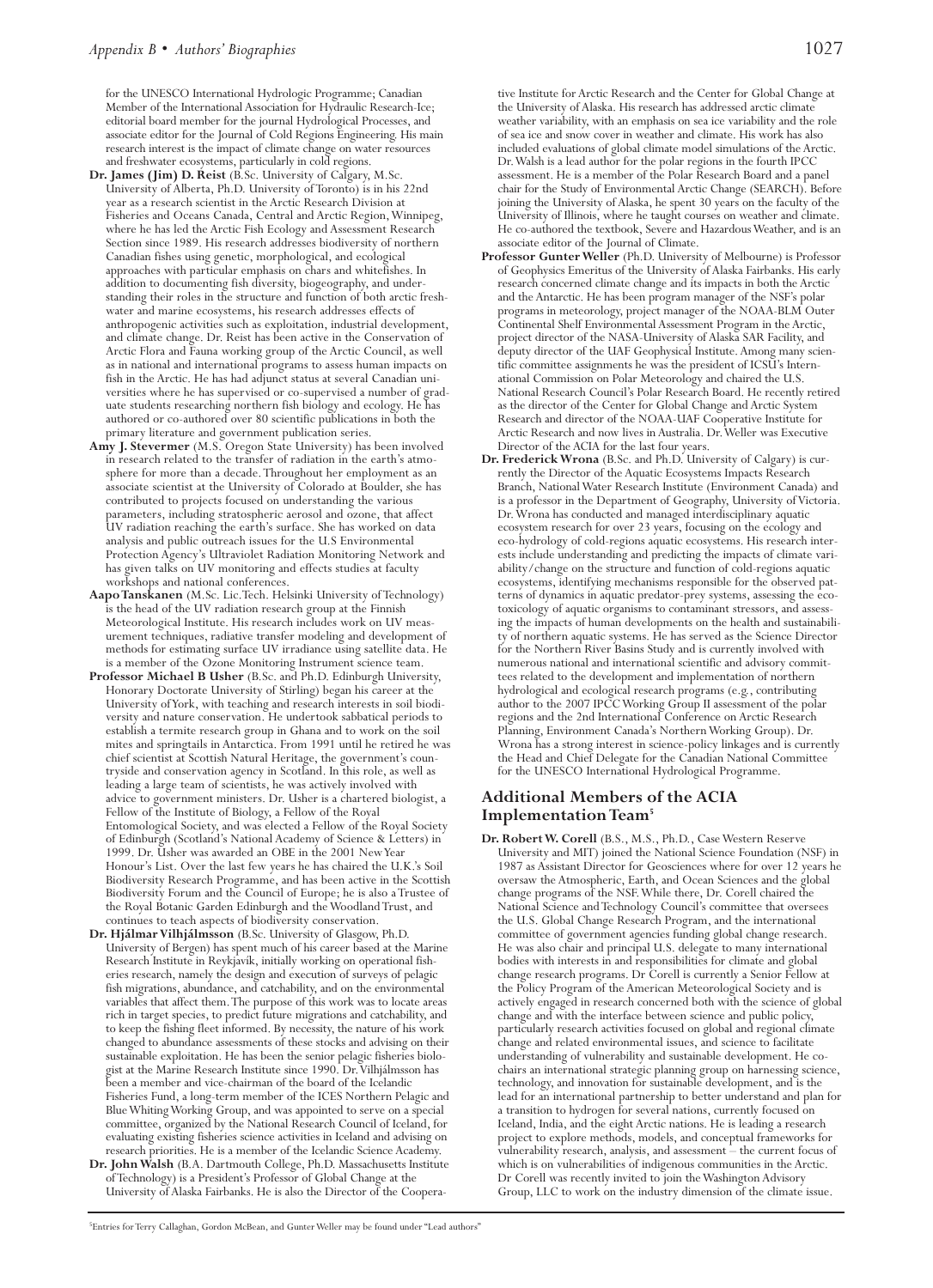for the UNESCO International Hydrologic Programme; Canadian Member of the International Association for Hydraulic Research-Ice; editorial board member for the journal Hydrological Processes, and associate editor for the Journal of Cold Regions Engineering. His main research interest is the impact of climate change on water resources and freshwater ecosystems, particularly in cold regions.

**Dr. James (Jim) D. Reist** (B.Sc. University of Calgary, M.Sc. University of Alberta, Ph.D. University of Toronto) is in his 22nd year as a research scientist in the Arctic Research Division at Fisheries and Oceans Canada, Central and Arctic Region, Winnipeg, where he has led the Arctic Fish Ecology and Assessment Research Section since 1989. His research addresses biodiversity of northern Canadian fishes using genetic, morphological, and ecological approaches with particular emphasis on chars and whitefishes. In addition to documenting fish diversity, biogeography, and understanding their roles in the structure and function of both arctic freshwater and marine ecosystems, his research addresses effects of anthropogenic activities such as exploitation, industrial development, and climate change. Dr. Reist has been active in the Conservation of Arctic Flora and Fauna working group of the Arctic Council, as well as in national and international programs to assess human impacts on fish in the Arctic. He has had adjunct status at several Canadian universities where he has supervised or co-supervised a number of graduate students researching northern fish biology and ecology. He has authored or co-authored over 80 scientific publications in both the primary literature and government publication series.

**Amy J. Stevermer** (M.S. Oregon State University) has been involved in research related to the transfer of radiation in the earth's atmosphere for more than a decade. Throughout her employment as an associate scientist at the University of Colorado at Boulder, she has contributed to projects focused on understanding the various parameters, including stratospheric aerosol and ozone, that affect UV radiation reaching the earth's surface. She has worked on data analysis and public outreach issues for the U.S Environmental Protection Agency's Ultraviolet Radiation Monitoring Network and has given talks on UV monitoring and effects studies at faculty workshops and national conferences.

**Aapo Tanskanen** (M.Sc. Lic.Tech. Helsinki University of Technology) is the head of the UV radiation research group at the Finnish Meteorological Institute. His research includes work on UV measurement techniques, radiative transfer modeling and development of methods for estimating surface UV irradiance using satellite data. He is a member of the Ozone Monitoring Instrument science team.

**Professor Michael B Usher** (B.Sc. and Ph.D. Edinburgh University, Honorary Doctorate University of Stirling) began his career at the University of York, with teaching and research interests in soil biodiversity and nature conservation. He undertook sabbatical periods to establish a termite research group in Ghana and to work on the soil mites and springtails in Antarctica. From 1991 until he retired he was chief scientist at Scottish Natural Heritage, the government's countryside and conservation agency in Scotland. In this role, as well as leading a large team of scientists, he was actively involved with advice to government ministers. Dr. Usher is a chartered biologist, a Fellow of the Institute of Biology, a Fellow of the Royal Entomological Society, and was elected a Fellow of the Royal Society of Edinburgh (Scotland's National Academy of Science & Letters) in 1999. Dr. Usher was awarded an OBE in the 2001 New Year Honour's List. Over the last few years he has chaired the U.K.'s Soil Biodiversity Research Programme, and has been active in the Scottish Biodiversity Forum and the Council of Europe; he is also a Trustee of the Royal Botanic Garden Edinburgh and the Woodland Trust, and continues to teach aspects of biodiversity conservation.

**Dr. Hjálmar Vilhjálmsson** (B.Sc. University of Glasgow, Ph.D. University of Bergen) has spent much of his career based at the Marine Research Institute in Reykjavík, initially working on operational fisheries research, namely the design and execution of surveys of pelagic fish migrations, abundance, and catchability, and on the environmental variables that affect them. The purpose of this work was to locate areas rich in target species, to predict future migrations and catchability, and to keep the fishing fleet informed. By necessity, the nature of his work changed to abundance assessments of these stocks and advising on their sustainable exploitation. He has been the senior pelagic fisheries biologist at the Marine Research Institute since 1990. Dr. Vilhjálmsson has been a member and vice-chairman of the board of the Icelandic Fisheries Fund, a long-term member of the ICES Northern Pelagic and Blue Whiting Working Group, and was appointed to serve on a special committee, organized by the National Research Council of Iceland, for evaluating existing fisheries science activities in Iceland and advising on research priorities. He is a member of the Icelandic Science Academy.

**Dr. John Walsh** (B.A. Dartmouth College, Ph.D. Massachusetts Institute of Technology) is a President's Professor of Global Change at the University of Alaska Fairbanks. He is also the Director of the Cooperative Institute for Arctic Research and the Center for Global Change at the University of Alaska. His research has addressed arctic climate weather variability, with an emphasis on sea ice variability and the role of sea ice and snow cover in weather and climate. His work has also included evaluations of global climate model simulations of the Arctic. Dr. Walsh is a lead author for the polar regions in the fourth IPCC assessment. He is a member of the Polar Research Board and a panel chair for the Study of Environmental Arctic Change (SEARCH). Before joining the University of Alaska, he spent 30 years on the faculty of the University of Illinois, where he taught courses on weather and climate. He co-authored the textbook, Severe and Hazardous Weather, and is an associate editor of the Journal of Climate.

**Professor Gunter Weller** (Ph.D. University of Melbourne) is Professor of Geophysics Emeritus of the University of Alaska Fairbanks. His early research concerned climate change and its impacts in both the Arctic and the Antarctic. He has been program manager of the NSF's polar programs in meteorology, project manager of the NOAA-BLM Outer Continental Shelf Environmental Assessment Program in the Arctic, project director of the NASA-University of Alaska SAR Facility, and deputy director of the UAF Geophysical Institute. Among many scientific committee assignments he was the president of ICSU's International Commission on Polar Meteorology and chaired the U.S. National Research Council's Polar Research Board. He recently retired as the director of the Center for Global Change and Arctic System Research and director of the NOAA-UAF Cooperative Institute for Arctic Research and now lives in Australia. Dr. Weller was Executive Director of the ACIA for the last four years.

**Dr. Frederick Wrona** (B.Sc. and Ph.D. University of Calgary) is currently the Director of the Aquatic Ecosystems Impacts Research Branch, National Water Research Institute (Environment Canada) and is a professor in the Department of Geography, University of Victoria. Dr. Wrona has conducted and managed interdisciplinary aquatic ecosystem research for over 23 years, focusing on the ecology and eco-hydrology of cold-regions aquatic ecosystems. His research interests include understanding and predicting the impacts of climate variability/change on the structure and function of cold-regions aquatic ecosystems, identifying mechanisms responsible for the observed patterns of dynamics in aquatic predator-prey systems, assessing the ecotoxicology of aquatic organisms to contaminant stressors, and assessing the impacts of human developments on the health and sustainability of northern aquatic systems. He has served as the Science Director for the Northern River Basins Study and is currently involved with numerous national and international scientific and advisory committees related to the development and implementation of northern hydrological and ecological research programs (e.g., contributing author to the 2007 IPCC Working Group II assessment of the polar regions and the 2nd International Conference on Arctic Research Planning, Environment Canada's Northern Working Group). Dr. Wrona has a strong interest in science-policy linkages and is currently the Head and Chief Delegate for the Canadian National Committee for the UNESCO International Hydrological Programme.

## Additional Members of the ACIA Implementation Team[5]

**Dr. Robert W. Corell** (B.S., M.S., Ph.D., Case Western Reserve University and MIT) joined the National Science Foundation (NSF) in 1987 as Assistant Director for Geosciences where for over 12 years he oversaw the Atmospheric, Earth, and Ocean Sciences and the global change programs of the NSF. While there, Dr. Corell chaired the National Science and Technology Council's committee that oversees the U.S. Global Change Research Program, and the international committee of government agencies funding global change research. He was also chair and principal U.S. delegate to many international bodies with interests in and responsibilities for climate and global change research programs. Dr Corell is currently a Senior Fellow at the Policy Program of the American Meteorological Society and is actively engaged in research concerned both with the science of global change and with the interface between science and public policy, particularly research activities focused on global and regional climate change and related environmental issues, and science to facilitate understanding of vulnerability and sustainable development. He co-chairs an international strategic planning group on harnessing science, technology, and innovation for sustainable development, and is the lead for an international partnership to better understand and plan for a transition to hydrogen for several nations, currently focused on Iceland, India, and the eight Arctic nations. He is leading a research project to explore methods, models, and conceptual frameworks for vulnerability research, analysis, and assessment – the current focus of which is on vulnerabilities of indigenous communities in the Arctic. Dr Corell was recently invited to join the Washington Advisory Group, LLC to work on the industry dimension of the climate issue.

[5]Entries for Terry Callaghan, Gordon McBean, and Gunter Weller may be found under "Lead authors"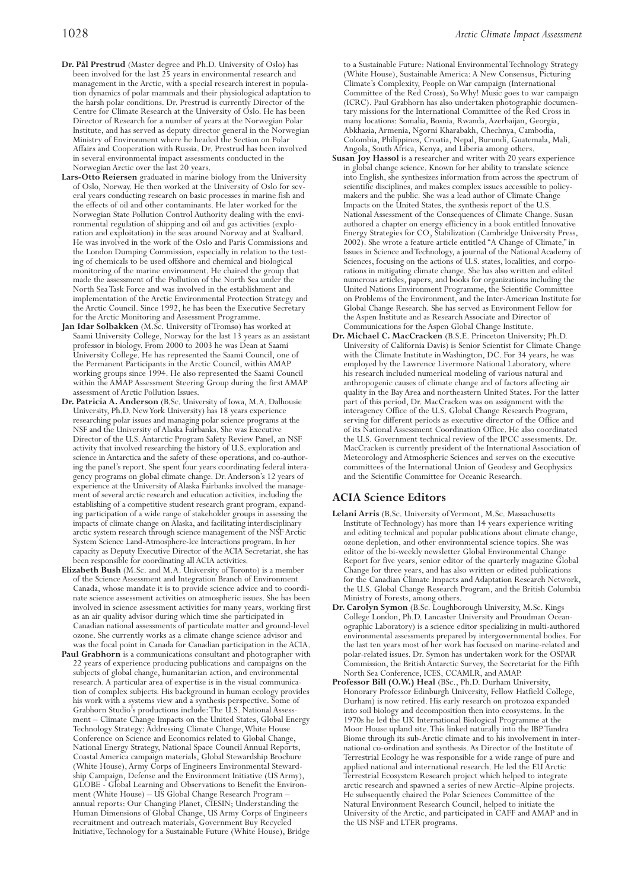**Dr. Pål Prestrud** (Master degree and Ph.D. University of Oslo) has been involved for the last 25 years in environmental research and management in the Arctic, with a special research interest in population dynamics of polar mammals and their physiological adaptation to the harsh polar conditions. Dr. Prestrud is currently Director of the Centre for Climate Research at the University of Oslo. He has been Director of Research for a number of years at the Norwegian Polar Institute, and has served as deputy director general in the Norwegian Ministry of Environment where he headed the Section on Polar Affairs and Cooperation with Russia. Dr. Prestrud has been involved in several environmental impact assessments conducted in the Norwegian Arctic over the last 20 years.

**Lars-Otto Reiersen** graduated in marine biology from the University of Oslo, Norway. He then worked at the University of Oslo for several years conducting research on basic processes in marine fish and the effects of oil and other contaminants. He later worked for the Norwegian State Pollution Control Authority dealing with the environmental regulation of shipping and oil and gas activities (exploration and exploitation) in the seas around Norway and at Svalbard. He was involved in the work of the Oslo and Paris Commissions and the London Dumping Commission, especially in relation to the testing of chemicals to be used offshore and chemical and biological monitoring of the marine environment. He chaired the group that made the assessment of the Pollution of the North Sea under the North Sea Task Force and was involved in the establishment and implementation of the Arctic Environmental Protection Strategy and the Arctic Council. Since 1992, he has been the Executive Secretary for the Arctic Monitoring and Assessment Programme.

**Jan Idar Solbakken** (M.Sc. University of Tromsø) has worked at Saami University College, Norway for the last 13 years as an assistant professor in biology. From 2000 to 2003 he was Dean at Saami University College. He has represented the Saami Council, one of the Permanent Participants in the Arctic Council, within AMAP working groups since 1994. He also represented the Saami Council within the AMAP Assessment Steering Group during the first AMAP assessment of Arctic Pollution Issues.

**Dr. Patricia A. Anderson** (B.Sc. University of Iowa, M.A. Dalhousie University, Ph.D. New York University) has 18 years experience researching polar issues and managing polar science programs at the NSF and the University of Alaska Fairbanks. She was Executive Director of the U.S. Antarctic Program Safety Review Panel, an NSF activity that involved researching the history of U.S. exploration and science in Antarctica and the safety of these operations, and co-authoring the panel's report. She spent four years coordinating federal interagency programs on global climate change. Dr. Anderson's 12 years of experience at the University of Alaska Fairbanks involved the management of several arctic research and education activities, including the establishing of a competitive student research grant program, expanding participation of a wide range of stakeholder groups in assessing the impacts of climate change on Alaska, and facilitating interdisciplinary arctic system research through science management of the NSF Arctic System Science Land-Atmosphere-Ice Interactions program. In her capacity as Deputy Executive Director of the ACIA Secretariat, she has been responsible for coordinating all ACIA activities.

**Elizabeth Bush** (M.Sc. and M.A. University of Toronto) is a member of the Science Assessment and Integration Branch of Environment Canada, whose mandate it is to provide science advice and to coordinate science assessment activities on atmospheric issues. She has been involved in science assessment activities for many years, working first as an air quality advisor during which time she participated in Canadian national assessments of particulate matter and ground-level ozone. She currently works as a climate change science advisor and was the focal point in Canada for Canadian participation in the ACIA.

**Paul Grabhorn** is a communications consultant and photographer with 22 years of experience producing publications and campaigns on the subjects of global change, humanitarian action, and environmental research. A particular area of expertise is in the visual communication of complex subjects. His background in human ecology provides his work with a systems view and a synthesis perspective. Some of Grabhorn Studio's productions include: The U.S. National Assessment – Climate Change Impacts on the United States, Global Energy Technology Strategy: Addressing Climate Change, White House Conference on Science and Economics related to Global Change, National Energy Strategy, National Space Council Annual Reports, Coastal America campaign materials, Global Stewardship Brochure (White House), Army Corps of Engineers Environmental Stewardship Campaign, Defense and the Environment Initiative (US Army), GLOBE - Global Learning and Observations to Benefit the Environment (White House) – US Global Change Research Program – annual reports: Our Changing Planet, CIESIN; Understanding the Human Dimensions of Global Change, US Army Corps of Engineers recruitment and outreach materials, Government Buy Recycled Initiative, Technology for a Sustainable Future (White House), Bridge to a Sustainable Future: National Environmental Technology Strategy (White House), Sustainable America: A New Consensus, Picturing Climate's Complexity, People on War campaign (International Committee of the Red Cross), So Why! Music goes to war campaign (ICRC). Paul Grabhorn has also undertaken photographic documentary missions for the International Committee of the Red Cross in many locations: Somalia, Bosnia, Rwanda, Azerbaijan, Georgia, Abkhazia, Armenia, Ngorni Kharabakh, Chechnya, Cambodia, Colombia, Philippines, Croatia, Nepal, Burundi, Guatemala, Mali, Angola, South Africa, Kenya, and Liberia among others.

**Susan Joy Hassol** is a researcher and writer with 20 years experience in global change science. Known for her ability to translate science into English, she synthesizes information from across the spectrum of scientific disciplines, and makes complex issues accessible to policymakers and the public. She was a lead author of Climate Change Impacts on the United States, the synthesis report of the U.S. National Assessment of the Consequences of Climate Change. Susan authored a chapter on energy efficiency in a book entitled Innovative Energy Strategies for $CO_2$ Stabilization (Cambridge University Press, 2002). She wrote a feature article entitled "A Change of Climate," in Issues in Science and Technology, a journal of the National Academy of Sciences, focusing on the actions of U.S. states, localities, and corporations in mitigating climate change. She has also written and edited numerous articles, papers, and books for organizations including the United Nations Environment Programme, the Scientific Committee on Problems of the Environment, and the Inter-American Institute for Global Change Research. She has served as Environment Fellow for the Aspen Institute and as Research Associate and Director of Communications for the Aspen Global Change Institute.

**Dr. Michael C. MacCracken** (B.S.E. Princeton University; Ph.D. University of California Davis) is Senior Scientist for Climate Change with the Climate Institute in Washington, DC. For 34 years, he was employed by the Lawrence Livermore National Laboratory, where his research included numerical modeling of various natural and anthropogenic causes of climate change and of factors affecting air quality in the Bay Area and northeastern United States. For the latter part of this period, Dr. MacCracken was on assignment with the interagency Office of the U.S. Global Change Research Program, serving for different periods as executive director of the Office and of its National Assessment Coordination Office. He also coordinated the U.S. Government technical review of the IPCC assessments. Dr. MacCracken is currently president of the International Association of Meteorology and Atmospheric Sciences and serves on the executive committees of the International Union of Geodesy and Geophysics and the Scientific Committee for Oceanic Research.

## ACIA Science Editors

**Lelani Arris** (B.Sc. University of Vermont, M.Sc. Massachusetts Institute of Technology) has more than 14 years experience writing and editing technical and popular publications about climate change, ozone depletion, and other environmental science topics. She was editor of the bi-weekly newsletter Global Environmental Change Report for five years, senior editor of the quarterly magazine Global Change for three years, and has also written or edited publications for the Canadian Climate Impacts and Adaptation Research Network, the U.S. Global Change Research Program, and the British Columbia Ministry of Forests, among others.

**Dr. Carolyn Symon** (B.Sc. Loughborough University, M.Sc. Kings College London, Ph.D. Lancaster University and Proudman Oceanographic Laboratory) is a science editor specializing in multi-authored environmental assessments prepared by intergovernmental bodies. For the last ten years most of her work has focused on marine-related and polar-related issues. Dr. Symon has undertaken work for the OSPAR Commission, the British Antarctic Survey, the Secretariat for the Fifth North Sea Conference, ICES, CCAMLR, and AMAP.

**Professor Bill (O.W.) Heal** (BSc., Ph.D. Durham University, Honorary Professor Edinburgh University, Fellow Hatfield College, Durham) is now retired. His early research on protozoa expanded into soil biology and decomposition then into ecosystems. In the 1970s he led the UK International Biological Programme at the Moor House upland site. This linked naturally into the IBP Tundra Biome through its sub-Arctic climate and to his involvement in international co-ordination and synthesis. As Director of the Institute of Terrestrial Ecology he was responsible for a wide range of pure and applied national and international research. He led the EU Arctic Terrestrial Ecosystem Research project which helped to integrate arctic research and spawned a series of new Arctic–Alpine projects. He subsequently chaired the Polar Sciences Committee of the Natural Environment Research Council, helped to initiate the University of the Arctic, and participated in CAFF and AMAP and in the US NSF and LTER programs.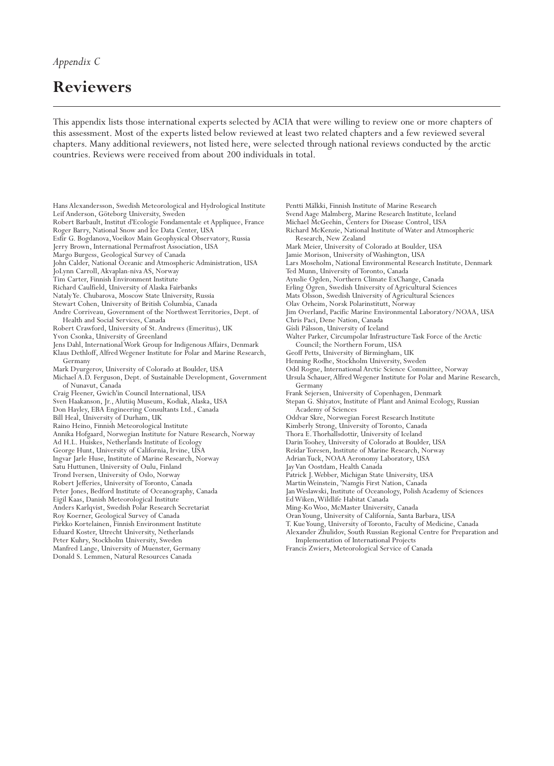*Appendix C*

# Reviewers

This appendix lists those international experts selected by ACIA that were willing to review one or more chapters of this assessment. Most of the experts listed below reviewed at least two related chapters and a few reviewed several chapters. Many additional reviewers, not listed here, were selected through national reviews conducted by the arctic countries. Reviews were received from about 200 individuals in total.

Hans Alexandersson, Swedish Meteorological and Hydrological Institute
Leif Anderson, Göteborg University, Sweden
Robert Barbault, Institut d'Ecologie Fondamentale et Appliquee, France
Roger Barry, National Snow and Ice Data Center, USA
Esfir G. Bogdanova, Voeikov Main Geophysical Observatory, Russia
Jerry Brown, International Permafrost Association, USA
Margo Burgess, Geological Survey of Canada
John Calder, National Oceanic and Atmospheric Administration, USA
JoLynn Carroll, Akvaplan-niva AS, Norway
Tim Carter, Finnish Environment Institute
Richard Caulfield, University of Alaska Fairbanks
Nataly Ye. Chubarova, Moscow State University, Russia
Stewart Cohen, University of British Columbia, Canada
Andre Corriveau, Government of the Northwest Territories, Dept. of Health and Social Services, Canada
Robert Crawford, University of St. Andrews (Emeritus), UK
Yvon Csonka, University of Greenland
Jens Dahl, International Work Group for Indigenous Affairs, Denmark
Klaus Dethloff, Alfred Wegener Institute for Polar and Marine Research, Germany
Mark Dyurgerov, University of Colorado at Boulder, USA
Michael A.D. Ferguson, Dept. of Sustainable Development, Government of Nunavut, Canada
Craig Fleener, Gwich'in Council International, USA
Sven Haakanson, Jr., Alutiiq Museum, Kodiak, Alaska, USA
Don Hayley, EBA Engineering Consultants Ltd., Canada
Bill Heal, University of Durham, UK
Raino Heino, Finnish Meteorological Institute
Annika Hofgaard, Norwegian Institute for Nature Research, Norway
Ad H.L. Huiskes, Netherlands Institute of Ecology
George Hunt, University of California, Irvine, USA
Ingvar Jarle Huse, Institute of Marine Research, Norway
Satu Huttunen, University of Oulu, Finland
Trond Iversen, University of Oslo, Norway
Robert Jefferies, University of Toronto, Canada
Peter Jones, Bedford Institute of Oceanography, Canada
Eigil Kaas, Danish Meteorological Institute
Anders Karlqvist, Swedish Polar Research Secretariat
Roy Koerner, Geological Survey of Canada
Pirkko Kortelainen, Finnish Environment Institute
Eduard Koster, Utrecht University, Netherlands
Peter Kuhry, Stockholm University, Sweden
Manfred Lange, University of Muenster, Germany
Donald S. Lemmen, Natural Resources Canada
Pentti Mälkki, Finnish Institute of Marine Research
Svend Aage Malmberg, Marine Research Institute, Iceland
Michael McGeehin, Centers for Disease Control, USA
Richard McKenzie, National Institute of Water and Atmospheric Research, New Zealand
Mark Meier, University of Colorado at Boulder, USA
Jamie Morison, University of Washington, USA
Lars Moseholm, National Environmental Research Institute, Denmark
Ted Munn, University of Toronto, Canada
Aynslie Ogden, Northern Climate ExChange, Canada
Erling Ögren, Swedish University of Agricultural Sciences
Mats Olsson, Swedish University of Agricultural Sciences
Olav Orheim, Norsk Polarinstitutt, Norway
Jim Overland, Pacific Marine Environmental Laboratory/NOAA, USA
Chris Paci, Dene Nation, Canada
Gísli Pálsson, University of Iceland
Walter Parker, Circumpolar Infrastructure Task Force of the Arctic Council; the Northern Forum, USA
Geoff Petts, University of Birmingham, UK
Henning Rodhe, Stockholm University, Sweden
Odd Rogne, International Arctic Science Committee, Norway
Ursula Schauer, Alfred Wegener Institute for Polar and Marine Research, Germany
Frank Sejersen, University of Copenhagen, Denmark
Stepan G. Shiyatov, Institute of Plant and Animal Ecology, Russian Academy of Sciences
Oddvar Skre, Norwegian Forest Research Institute
Kimberly Strong, University of Toronto, Canada
Thora E. Thorhallsdottir, University of Iceland
Darin Toohey, University of Colorado at Boulder, USA
Reidar Toresen, Institute of Marine Research, Norway
Adrian Tuck, NOAA Aeronomy Laboratory, USA
Jay Van Oostdam, Health Canada
Patrick J. Webber, Michigan State University, USA
Martin Weinstein, 'Namgis First Nation, Canada
Jan Weslawski, Institute of Oceanology, Polish Academy of Sciences
Ed Wiken, Wildlife Habitat Canada
Ming-Ko Woo, McMaster University, Canada
Oran Young, University of California, Santa Barbara, USA
T. Kue Young, University of Toronto, Faculty of Medicine, Canada
Alexander Zhulidov, South Russian Regional Centre for Preparation and Implementation of International Projects
Francis Zwiers, Meteorological Service of Canada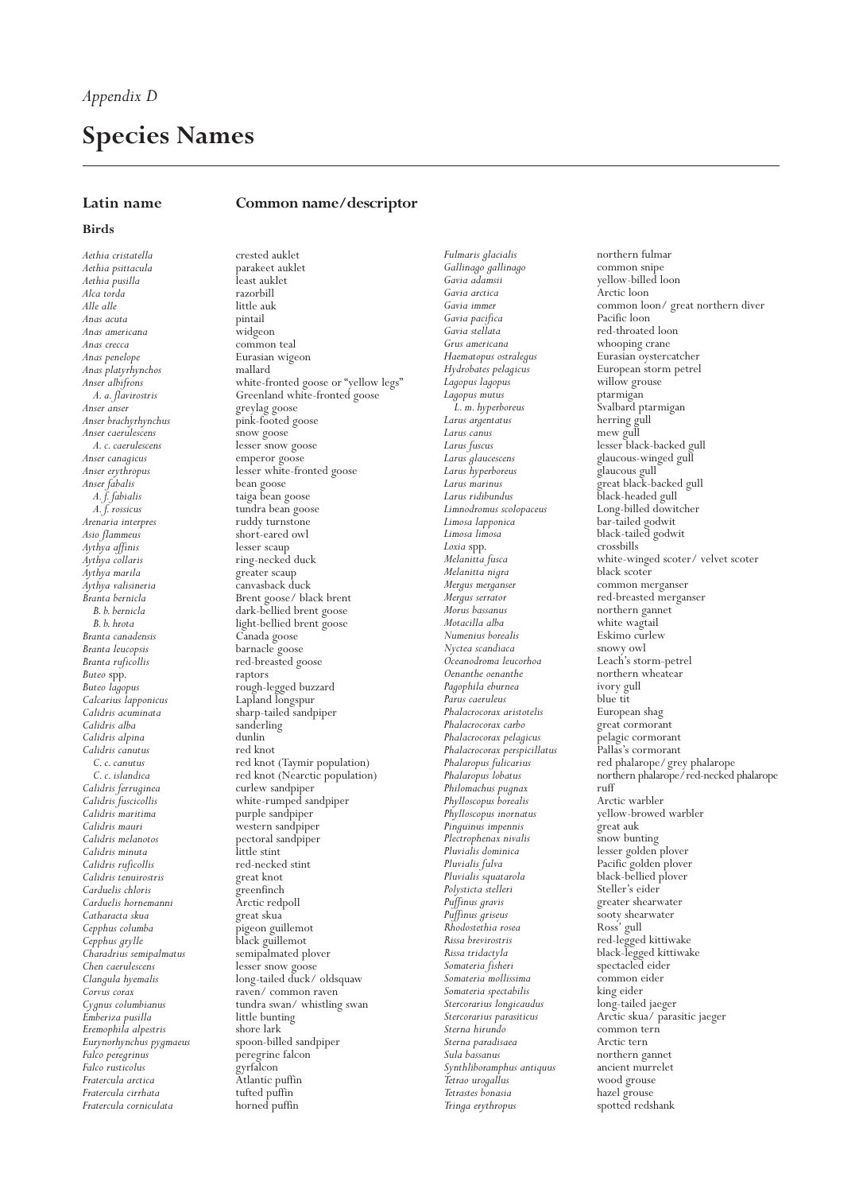*Appendix D*

# Species Names

| Latin name | Common name/descriptor |
|---|---|
| **Birds** | |
| *Aethia cristatella* | crested auklet |
| *Aethia psittacula* | parakeet auklet |
| *Aethia pusilla* | least auklet |
| *Alca torda* | razorbill |
| *Alle alle* | little auk |
| *Anas acuta* | pintail |
| *Anas americana* | widgeon |
| *Anas crecca* | common teal |
| *Anas penelope* | Eurasian wigeon |
| *Anas platyrhynchos* | mallard |
| *Anser albifrons* | white-fronted goose or "yellow legs" |
| *A. a. flavirostris* | Greenland white-fronted goose |
| *Anser anser* | greylag goose |
| *Anser brachyrhynchus* | pink-footed goose |
| *Anser caerulescens* | snow goose |
| *A. c. caerulescens* | lesser snow goose |
| *Anser canagicus* | emperor goose |
| *Anser erythropus* | lesser white-fronted goose |
| *Anser fabalis* | bean goose |
| *A. f. fabialis* | taiga bean goose |
| *A. f. rossicus* | tundra bean goose |
| *Arenaria interpres* | ruddy turnstone |
| *Asio flammeus* | short-eared owl |
| *Aythya affinis* | lesser scaup |
| *Aythya collaris* | ring-necked duck |
| *Aythya marila* | greater scaup |
| *Aythya valisineria* | canvasback duck |
| *Branta bernicla* | Brent goose/ black brent |
| *B. b. bernicla* | dark-bellied brent goose |
| *B. b. hrota* | light-bellied brent goose |
| *Branta canadensis* | Canada goose |
| *Branta leucopsis* | barnacle goose |
| *Branta ruficollis* | red-breasted goose |
| *Buteo* spp. | raptors |
| *Buteo lagopus* | rough-legged buzzard |
| *Calcarius lapponicus* | Lapland longspur |
| *Calidris acuminata* | sharp-tailed sandpiper |
| *Calidris alba* | sanderling |
| *Calidris alpina* | dunlin |
| *Calidris canutus* | red knot |
| *C. c. canutus* | red knot (Taymir population) |
| *C. c. islandica* | red knot (Nearctic population) |
| *Calidris ferruginea* | curlew sandpiper |
| *Calidris fuscicollis* | white-rumped sandpiper |
| *Calidris maritima* | purple sandpiper |
| *Calidris mauri* | western sandpiper |
| *Calidris melanotos* | pectoral sandpiper |
| *Calidris minuta* | little stint |
| *Calidris ruficollis* | red-necked stint |
| *Calidris tenuirostris* | great knot |
| *Carduelis chloris* | greenfinch |
| *Carduelis hornemanni* | Arctic redpoll |
| *Catharacta skua* | great skua |
| *Cepphus columba* | pigeon guillemot |
| *Cepphus grylle* | black guillemot |
| *Charadrius semipalmatus* | semipalmated plover |
| *Chen caerulescens* | lesser snow goose |
| *Clangula hyemalis* | long-tailed duck/ oldsquaw |
| *Corvus corax* | raven/ common raven |
| *Cygnus columbianus* | tundra swan/ whistling swan |
| *Emberiza pusilla* | little bunting |
| *Eremophila alpestris* | shore lark |
| *Eurynorhynchus pygmaeus* | spoon-billed sandpiper |
| *Falco peregrinus* | peregrine falcon |
| *Falco rusticolus* | gyrfalcon |
| *Fratercula arctica* | Atlantic puffin |
| *Fratercula cirrhata* | tufted puffin |
| *Fratercula corniculata* | horned puffin |
| *Fulmaris glacialis* | northern fulmar |
| *Gallinago gallinago* | common snipe |
| *Gavia adamsii* | yellow-billed loon |
| *Gavia arctica* | Arctic loon |
| *Gavia immer* | common loon/ great northern diver |
| *Gavia pacifica* | Pacific loon |
| *Gavia stellata* | red-throated loon |
| *Grus americana* | whooping crane |
| *Haematopus ostralegus* | Eurasian oystercatcher |
| *Hydrobates pelagicus* | European storm petrel |
| *Lagopus lagopus* | willow grouse |
| *Lagopus mutus* | ptarmigan |
| *L. m. hyperboreus* | Svalbard ptarmigan |
| *Larus argentatus* | herring gull |
| *Larus canus* | mew gull |
| *Larus fuscus* | lesser black-backed gull |
| *Larus glaucescens* | glaucous-winged gull |
| *Larus hyperboreus* | glaucous gull |
| *Larus marinus* | great black-backed gull |
| *Larus ridibundus* | black-headed gull |
| *Limnodromus scolopaceus* | Long-billed dowitcher |
| *Limosa lapponica* | bar-tailed godwit |
| *Limosa limosa* | black-tailed godwit |
| *Loxia* spp. | crossbills |
| *Melanitta fusca* | white-winged scoter/ velvet scoter |
| *Melanitta nigra* | black scoter |
| *Mergus merganser* | common merganser |
| *Mergus serrator* | red-breasted merganser |
| *Morus bassanus* | northern gannet |
| *Motacilla alba* | white wagtail |
| *Numenius borealis* | Eskimo curlew |
| *Nyctea scandiaca* | snowy owl |
| *Oceanodroma leucorhoa* | Leach's storm-petrel |
| *Oenanthe oenanthe* | northern wheatear |
| *Pagophila eburnea* | ivory gull |
| *Parus caeruleus* | blue tit |
| *Phalacrocorax aristotelis* | European shag |
| *Phalacrocorax carbo* | great cormorant |
| *Phalacrocorax pelagicus* | pelagic cormorant |
| *Phalacrocorax perspicillatus* | Pallas's cormorant |
| *Phalaropus fulicarius* | red phalarope/ grey phalarope |
| *Phalaropus lobatus* | northern phalarope/red-necked phalarope |
| *Philomachus pugnax* | ruff |
| *Phylloscopus borealis* | Arctic warbler |
| *Phylloscopus inornatus* | yellow-browed warbler |
| *Pinguinus impennis* | great auk |
| *Plectrophenax nivalis* | snow bunting |
| *Pluvialis dominica* | lesser golden plover |
| *Pluvialis fulva* | Pacific golden plover |
| *Pluvialis squatarola* | black-bellied plover |
| *Polysticta stelleri* | Steller's eider |
| *Puffinus gravis* | greater shearwater |
| *Puffinus griseus* | sooty shearwater |
| *Rhodostethia rosea* | Ross' gull |
| *Rissa brevirostris* | red-legged kittiwake |
| *Rissa tridactyla* | black-legged kittiwake |
| *Somateria fisheri* | spectacled eider |
| *Somateria mollissima* | common eider |
| *Somateria spectabilis* | king eider |
| *Stercorarius longicaudus* | long-tailed jaeger |
| *Stercorarius parasiticus* | Arctic skua/ parasitic jaeger |
| *Sterna hirundo* | common tern |
| *Sterna paradisaea* | Arctic tern |
| *Sula bassanus* | northern gannet |
| *Synthliboramphus antiquus* | ancient murrelet |
| *Tetrao urogallus* | wood grouse |
| *Tetrastes bonasia* | hazel grouse |
| *Tringa erythropus* | spotted redshank |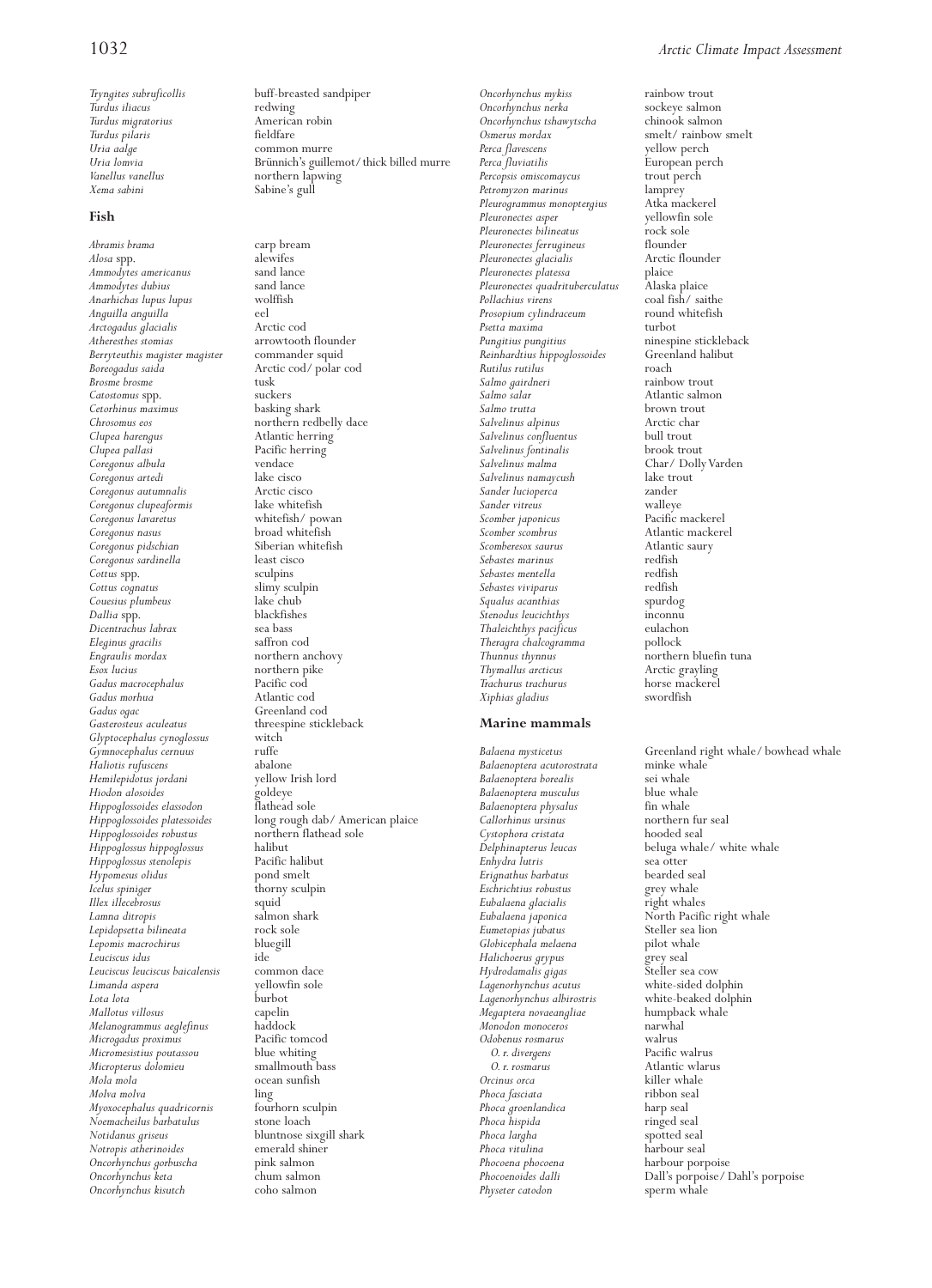| | |
|---|---|
| *Tryngites subruficollis* | buff-breasted sandpiper |
| *Turdus iliacus* | redwing |
| *Turdus migratorius* | American robin |
| *Turdus pilaris* | fieldfare |
| *Uria aalge* | common murre |
| *Uria lomvia* | Brünnich's guillemot/ thick billed murre |
| *Vanellus vanellus* | northern lapwing |
| *Xema sabini* | Sabine's gull |

## Fish

| | |
|---|---|
| *Abramis brama* | carp bream |
| *Alosa* spp. | alewifes |
| *Ammodytes americanus* | sand lance |
| *Ammodytes dubius* | sand lance |
| *Anarhichas lupus lupus* | wolffish |
| *Anguilla anguilla* | eel |
| *Arctogadus glacialis* | Arctic cod |
| *Atheresthes stomias* | arrowtooth flounder |
| *Berryteuthis magister magister* | commander squid |
| *Boreogadus saida* | Arctic cod/ polar cod |
| *Brosme brosme* | tusk |
| *Catostomus* spp. | suckers |
| *Cetorhinus maximus* | basking shark |
| *Chrosomus eos* | northern redbelly dace |
| *Clupea harengus* | Atlantic herring |
| *Clupea pallasi* | Pacific herring |
| *Coregonus albula* | vendace |
| *Coregonus artedi* | lake cisco |
| *Coregonus autumnalis* | Arctic cisco |
| *Coregonus clupeaformis* | lake whitefish |
| *Coregonus lavaretus* | whitefish/ powan |
| *Coregonus nasus* | broad whitefish |
| *Coregonus pidschian* | Siberian whitefish |
| *Coregonus sardinella* | least cisco |
| *Cottus* spp. | sculpins |
| *Cottus cognatus* | slimy sculpin |
| *Couesius plumbeus* | lake chub |
| *Dallia* spp. | blackfishes |
| *Dicentrachus labrax* | sea bass |
| *Eleginus gracilis* | saffron cod |
| *Engraulis mordax* | northern anchovy |
| *Esox lucius* | northern pike |
| *Gadus macrocephalus* | Pacific cod |
| *Gadus morhua* | Atlantic cod |
| *Gadus ogac* | Greenland cod |
| *Gasterosteus aculeatus* | threespine stickleback |
| *Glyptocephalus cynoglossus* | witch |
| *Gymnocephalus cernuus* | ruffe |
| *Haliotis rufuscens* | abalone |
| *Hemilepidotus jordani* | yellow Irish lord |
| *Hiodon alosoides* | goldeye |
| *Hippoglossoides elassodon* | flathead sole |
| *Hippoglossoides platessoides* | long rough dab/ American plaice |
| *Hippoglossoides robustus* | northern flathead sole |
| *Hippoglossus hippoglossus* | halibut |
| *Hippoglossus stenolepis* | Pacific halibut |
| *Hypomesus olidus* | pond smelt |
| *Icelus spiniger* | thorny sculpin |
| *Illex illecebrosus* | squid |
| *Lamna ditropis* | salmon shark |
| *Lepidopsetta bilineata* | rock sole |
| *Lepomis macrochirus* | bluegill |
| *Leuciscus idus* | ide |
| *Leuciscus leuciscus baicalensis* | common dace |
| *Limanda aspera* | yellowfin sole |
| *Lota lota* | burbot |
| *Mallotus villosus* | capelin |
| *Melanogrammus aeglefinus* | haddock |
| *Microgadus proximus* | Pacific tomcod |
| *Micromesistius poutassou* | blue whiting |
| *Micropterus dolomieu* | smallmouth bass |
| *Mola mola* | ocean sunfish |
| *Molva molva* | ling |
| *Myoxocephalus quadricornis* | fourhorn sculpin |
| *Noemacheilus barbatulus* | stone loach |
| *Notidanus griseus* | bluntnose sixgill shark |
| *Notropis atherinoides* | emerald shiner |
| *Oncorhynchus gorbuscha* | pink salmon |
| *Oncorhynchus keta* | chum salmon |
| *Oncorhynchus kisutch* | coho salmon |
| *Oncorhynchus mykiss* | rainbow trout |
| *Oncorhynchus nerka* | sockeye salmon |
| *Oncorhynchus tshawytscha* | chinook salmon |
| *Osmerus mordax* | smelt/ rainbow smelt |
| *Perca flavescens* | yellow perch |
| *Perca fluviatilis* | European perch |
| *Percopsis omiscomaycus* | trout perch |
| *Petromyzon marinus* | lamprey |
| *Pleurogrammus monopterygius* | Atka mackerel |
| *Pleuronectes asper* | yellowfin sole |
| *Pleuronectes bilineatus* | rock sole |
| *Pleuronectes ferrugineus* | flounder |
| *Pleuronectes glacialis* | Arctic flounder |
| *Pleuronectes platessa* | plaice |
| *Pleuronectes quadrituberculatus* | Alaska plaice |
| *Pollachius virens* | coal fish/ saithe |
| *Prosopium cylindraceum* | round whitefish |
| *Psetta maxima* | turbot |
| *Pungitius pungitius* | ninespine stickleback |
| *Reinhardtius hippoglossoides* | Greenland halibut |
| *Rutilus rutilus* | roach |
| *Salmo gairdneri* | rainbow trout |
| *Salmo salar* | Atlantic salmon |
| *Salmo trutta* | brown trout |
| *Salvelinus alpinus* | Arctic char |
| *Salvelinus confluentus* | bull trout |
| *Salvelinus fontinalis* | brook trout |
| *Salvelinus malma* | Char/ Dolly Varden |
| *Salvelinus namaycush* | lake trout |
| *Sander lucioperca* | zander |
| *Sander vitreus* | walleye |
| *Scomber japonicus* | Pacific mackerel |
| *Scomber scombrus* | Atlantic mackerel |
| *Scomberesox saurus* | Atlantic saury |
| *Sebastes marinus* | redfish |
| *Sebastes mentella* | redfish |
| *Sebastes viviparus* | redfish |
| *Squalus acanthias* | spurdog |
| *Stenodus leucichthys* | inconnu |
| *Thaleichthys pacificus* | eulachon |
| *Theragra chalcogramma* | pollock |
| *Thunnus thynnus* | northern bluefin tuna |
| *Thymallus arcticus* | Arctic grayling |
| *Trachurus trachurus* | horse mackerel |
| *Xiphias gladius* | swordfish |

## Marine mammals

| | |
|---|---|
| *Balaena mysticetus* | Greenland right whale/ bowhead whale |
| *Balaenoptera acutorostrata* | minke whale |
| *Balaenoptera borealis* | sei whale |
| *Balaenoptera musculus* | blue whale |
| *Balaenoptera physalus* | fin whale |
| *Callorhinus ursinus* | northern fur seal |
| *Cystophora cristata* | hooded seal |
| *Delphinapterus leucas* | beluga whale/ white whale |
| *Enhydra lutris* | sea otter |
| *Erignathus barbatus* | bearded seal |
| *Eschrichtius robustus* | grey whale |
| *Eubalaena glacialis* | right whales |
| *Eubalaena japonica* | North Pacific right whale |
| *Eumetopias jubatus* | Steller sea lion |
| *Globicephala melaena* | pilot whale |
| *Halichoerus grypus* | grey seal |
| *Hydrodamalis gigas* | Steller sea cow |
| *Lagenorhynchus acutus* | white-sided dolphin |
| *Lagenorhynchus albirostris* | white-beaked dolphin |
| *Megaptera novaeangliae* | humpback whale |
| *Monodon monoceros* | narwhal |
| *Odobenus rosmarus* | walrus |
| *O. r. divergens* | Pacific walrus |
| *O. r. rosmarus* | Atlantic wlarus |
| *Orcinus orca* | killer whale |
| *Phoca fasciata* | ribbon seal |
| *Phoca groenlandica* | harp seal |
| *Phoca hispida* | ringed seal |
| *Phoca largha* | spotted seal |
| *Phoca vitulina* | harbour seal |
| *Phocoena phocoena* | harbour porpoise |
| *Phocoenoides dalli* | Dall's porpoise/ Dahl's porpoise |
| *Physeter catodon* | sperm whale |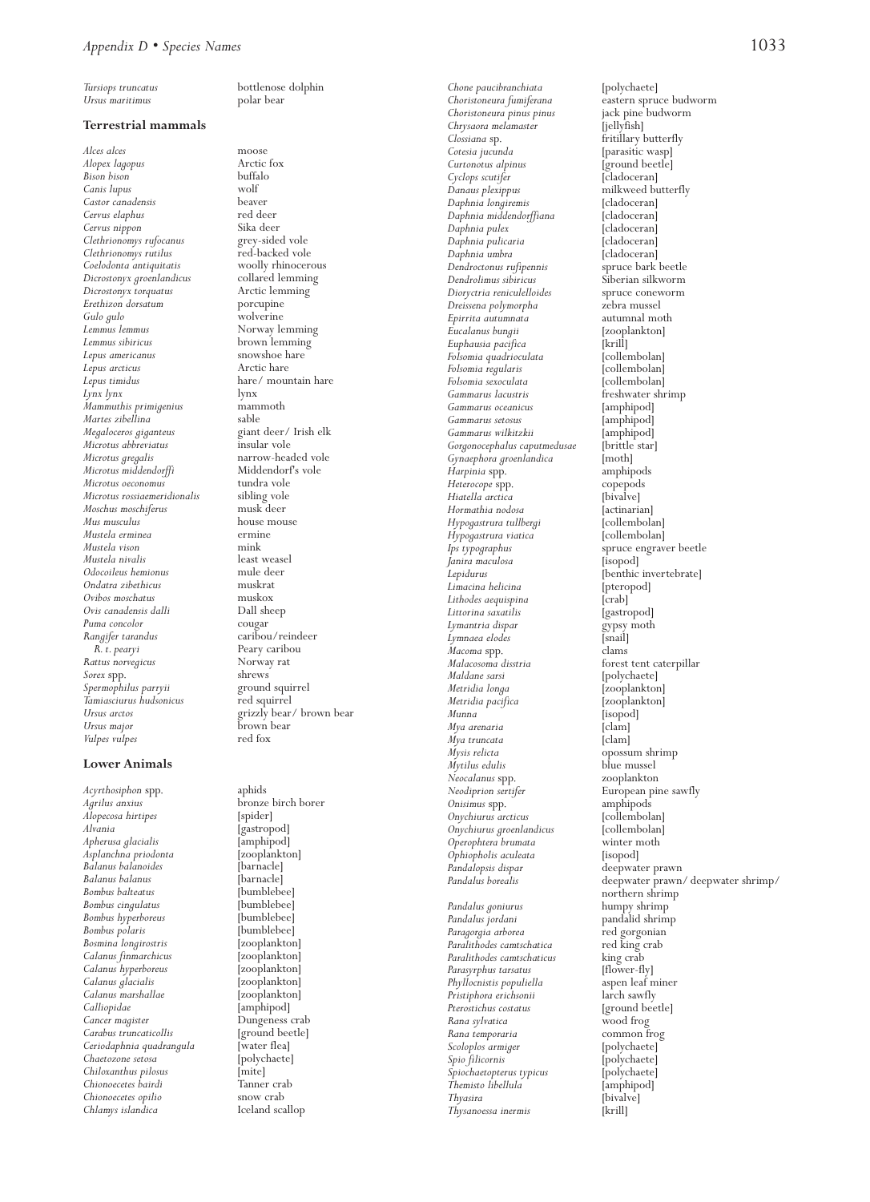| | |
|---|---|
| *Tursiops truncatus* | bottlenose dolphin |
| *Ursus maritimus* | polar bear |

### Terrestrial mammals

| | |
|---|---|
| *Alces alces* | moose |
| *Alopex lagopus* | Arctic fox |
| *Bison bison* | buffalo |
| *Canis lupus* | wolf |
| *Castor canadensis* | beaver |
| *Cervus elaphus* | red deer |
| *Cervus nippon* | Sika deer |
| *Clethrionomys rufocanus* | grey-sided vole |
| *Clethrionomys rutilus* | red-backed vole |
| *Coelodonta antiquitatis* | woolly rhinocerous |
| *Dicrostonyx groenlandicus* | collared lemming |
| *Dicrostonyx torquatus* | Arctic lemming |
| *Erethizon dorsatum* | porcupine |
| *Gulo gulo* | wolverine |
| *Lemmus lemmus* | Norway lemming |
| *Lemmus sibiricus* | brown lemming |
| *Lepus americanus* | snowshoe hare |
| *Lepus arcticus* | Arctic hare |
| *Lepus timidus* | hare/ mountain hare |
| *Lynx lynx* | lynx |
| *Mammuthis primigenius* | mammoth |
| *Martes zibellina* | sable |
| *Megaloceros giganteus* | giant deer/ Irish elk |
| *Microtus abbreviatus* | insular vole |
| *Microtus gregalis* | narrow-headed vole |
| *Microtus middendorffi* | Middendorf's vole |
| *Microtus oeconomus* | tundra vole |
| *Microtus rossiaemeridionalis* | sibling vole |
| *Moschus moschiferus* | musk deer |
| *Mus musculus* | house mouse |
| *Mustela erminea* | ermine |
| *Mustela vison* | mink |
| *Mustela nivalis* | least weasel |
| *Odocoileus hemionus* | mule deer |
| *Ondatra zibethicus* | muskrat |
| *Ovibos moschatus* | muskox |
| *Ovis canadensis dalli* | Dall sheep |
| *Puma concolor* | cougar |
| *Rangifer tarandus* | caribou/reindeer |
| *R. t. pearyi* | Peary caribou |
| *Rattus norvegicus* | Norway rat |
| *Sorex* spp. | shrews |
| *Spermophilus parryii* | ground squirrel |
| *Tamiasciurus hudsonicus* | red squirrel |
| *Ursus arctos* | grizzly bear/ brown bear |
| *Ursus major* | brown bear |
| *Vulpes vulpes* | red fox |

### Lower Animals

| | |
|---|---|
| *Acyrthosiphon* spp. | aphids |
| *Agrilus anxius* | bronze birch borer |
| *Alopecosa hirtipes* | [spider] |
| *Alvania* | [gastropod] |
| *Apherusa glacialis* | [amphipod] |
| *Asplanchna priodonta* | [zooplankton] |
| *Balanus balanoides* | [barnacle] |
| *Balanus balanus* | [barnacle] |
| *Bombus balteatus* | [bumblebee] |
| *Bombus cingulatus* | [bumblebee] |
| *Bombus hyperboreus* | [bumblebee] |
| *Bombus polaris* | [bumblebee] |
| *Bosmina longirostris* | [zooplankton] |
| *Calanus finmarchicus* | [zooplankton] |
| *Calanus hyperboreus* | [zooplankton] |
| *Calanus glacialis* | [zooplankton] |
| *Calanus marshallae* | [zooplankton] |
| *Calliopidae* | [amphipod] |
| *Cancer magister* | Dungeness crab |
| *Carabus truncaticollis* | [ground beetle] |
| *Ceriodaphnia quadrangula* | [water flea] |
| *Chaetozone setosa* | [polychaete] |
| *Chiloxanthus pilosus* | [mite] |
| *Chionoecetes bairdi* | Tanner crab |
| *Chionoecetes opilio* | snow crab |
| *Chlamys islandica* | Iceland scallop |
| *Chone paucibranchiata* | [polychaete] |
| *Choristoneura fumiferana* | eastern spruce budworm |
| *Choristoneura pinus pinus* | jack pine budworm |
| *Chrysaora melamaster* | [jellyfish] |
| *Clossiana* sp. | fritillary butterfly |
| *Cotesia jucunda* | [parasitic wasp] |
| *Curtonotus alpinus* | [ground beetle] |
| *Cyclops scutifer* | [cladoceran] |
| *Danaus plexippus* | milkweed butterfly |
| *Daphnia longiremis* | [cladoceran] |
| *Daphnia middendorffiana* | [cladoceran] |
| *Daphnia pulex* | [cladoceran] |
| *Daphnia pulicaria* | [cladoceran] |
| *Daphnia umbra* | [cladoceran] |
| *Dendroctonus rufipennis* | spruce bark beetle |
| *Dendrolimus sibiricus* | Siberian silkworm |
| *Dioryctria reniculelloides* | spruce coneworm |
| *Dreissena polymorpha* | zebra mussel |
| *Epirrita autumnata* | autumnal moth |
| *Eucalanus bungii* | [zooplankton] |
| *Euphausia pacifica* | [krill] |
| *Folsomia quadrioculata* | [collembolan] |
| *Folsomia regularis* | [collembolan] |
| *Folsomia sexoculata* | [collembolan] |
| *Gammarus lacustris* | freshwater shrimp |
| *Gammarus oceanicus* | [amphipod] |
| *Gammarus setosus* | [amphipod] |
| *Gammarus wilkitzkii* | [amphipod] |
| *Gorgonocephalus caputmedusae* | [brittle star] |
| *Gynaephora groenlandica* | [moth] |
| *Harpinia* spp. | amphipods |
| *Heterocope* spp. | copepods |
| *Hiatella arctica* | [bivalve] |
| *Hormathia nodosa* | [actinarian] |
| *Hypogastrura tullbergi* | [collembolan] |
| *Hypogastrura viatica* | [collembolan] |
| *Ips typographus* | spruce engraver beetle |
| *Janira maculosa* | [isopod] |
| *Lepidurus* | [benthic invertebrate] |
| *Limacina helicina* | [pteropod] |
| *Lithodes aequispina* | [crab] |
| *Littorina saxatilis* | [gastropod] |
| *Lymantria dispar* | gypsy moth |
| *Lymnaea elodes* | [snail] |
| *Macoma* spp. | clams |
| *Malacosoma disstria* | forest tent caterpillar |
| *Maldane sarsi* | [polychaete] |
| *Metridia longa* | [zooplankton] |
| *Metridia pacifica* | [zooplankton] |
| *Munna* | [isopod] |
| *Mya arenaria* | [clam] |
| *Mya truncata* | [clam] |
| *Mysis relicta* | opossum shrimp |
| *Mytilus edulis* | blue mussel |
| *Neocalanus* spp. | zooplankton |
| *Neodiprion sertifer* | European pine sawfly |
| *Onisimus* spp. | amphipods |
| *Onychiurus arcticus* | [collembolan] |
| *Onychiurus groenlandicus* | [collembolan] |
| *Operophtera brumata* | winter moth |
| *Ophiopholis aculeata* | [isopod] |
| *Pandalopsis dispar* | deepwater prawn |
| *Pandalus borealis* | deepwater prawn/ deepwater shrimp/ northern shrimp |
| *Pandalus goniurus* | humpy shrimp |
| *Pandalus jordani* | pandalid shrimp |
| *Paragorgia arborea* | red gorgonian |
| *Paralithodes camtschatica* | red king crab |
| *Paralithodes camtschaticus* | king crab |
| *Parasyrphus tarsatus* | [flower-fly] |
| *Phyllocnistis populiella* | aspen leaf miner |
| *Pristiphora erichsonii* | larch sawfly |
| *Pterostichus costatus* | [ground beetle] |
| *Rana sylvatica* | wood frog |
| *Rana temporaria* | common frog |
| *Scoloplos armiger* | [polychaete] |
| *Spio filicornis* | [polychaete] |
| *Spiochaetopterus typicus* | [polychaete] |
| *Themisto libellula* | [amphipod] |
| *Thyasira* | [bivalve] |
| *Thysanoessa inermis* | [krill] |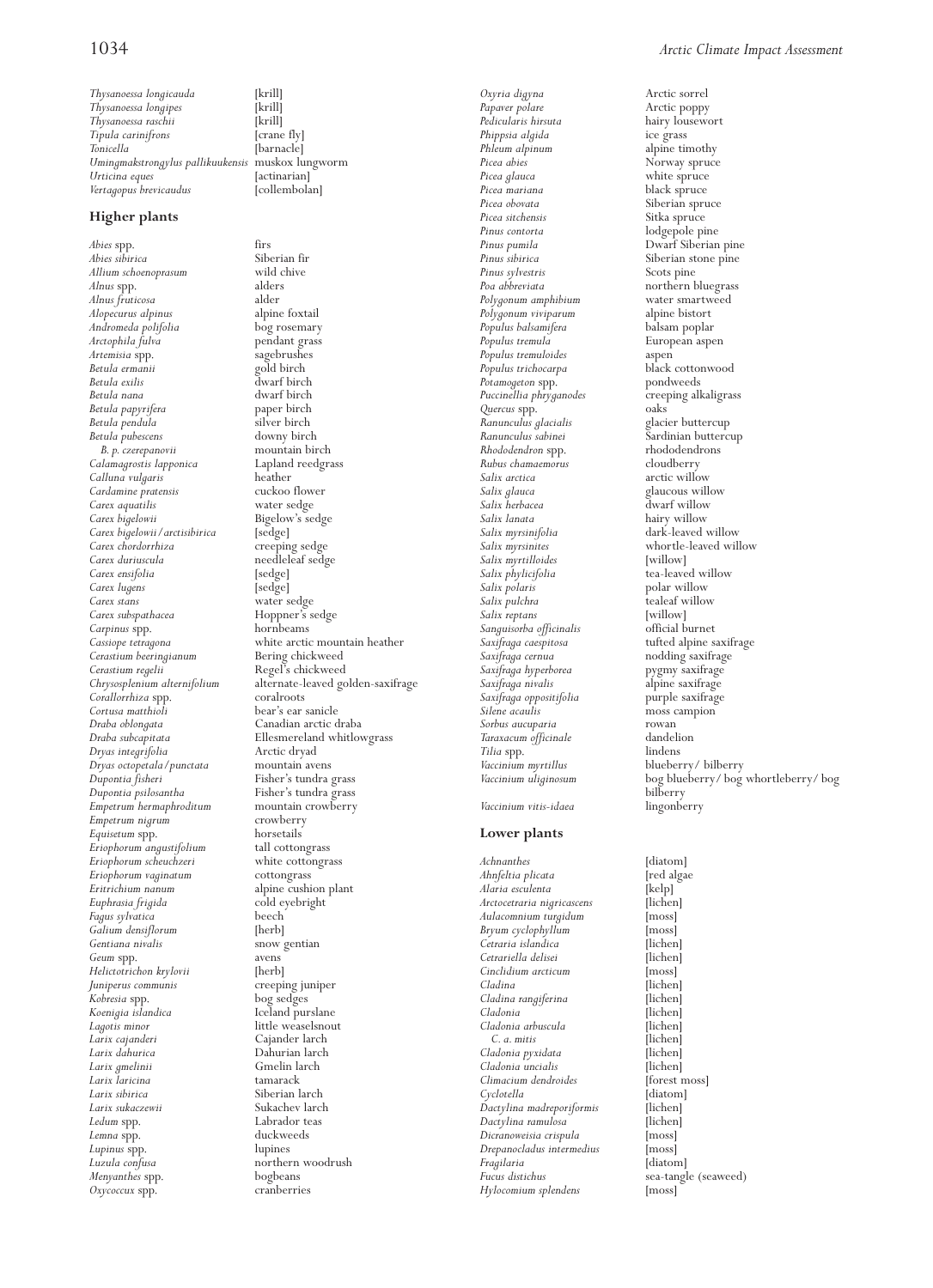*Thysanoessa longicauda* [krill]
*Thysanoessa longipes* [krill]
*Thysanoessa raschii* [krill]
*Tipula carinifrons* [crane fly]
*Tonicella* [barnacle]
*Umingmakstrongylus pallikuukensis* muskox lungworm
*Urticina eques* [actinarian]
*Vertagopus brevicaudus* [collembolan]

## Higher plants

*Abies* spp. firs
*Abies sibirica* Siberian fir
*Allium schoenoprasum* wild chive
*Alnus* spp. alders
*Alnus fruticosa* alder
*Alopecurus alpinus* alpine foxtail
*Andromeda polifolia* bog rosemary
*Arctophila fulva* pendant grass
*Artemisia* spp. sagebrushes
*Betula ermanii* gold birch
*Betula exilis* dwarf birch
*Betula nana* dwarf birch
*Betula papyrifera* paper birch
*Betula pendula* silver birch
*Betula pubescens* downy birch
*B. p. czerepanovii* mountain birch
*Calamagrostis lapponica* Lapland reedgrass
*Calluna vulgaris* heather
*Cardamine pratensis* cuckoo flower
*Carex aquatilis* water sedge
*Carex bigelowii* Bigelow's sedge
*Carex bigelowii/arctisibirica* [sedge]
*Carex chordorrhiza* creeping sedge
*Carex duriuscula* needleleaf sedge
*Carex ensifolia* [sedge]
*Carex lugens* [sedge]
*Carex stans* water sedge
*Carex subspathacea* Hoppner's sedge
*Carpinus* spp. hornbeams
*Cassiope tetragona* white arctic mountain heather
*Cerastium beeringianum* Bering chickweed
*Cerastium regelii* Regel's chickweed
*Chrysosplenium alternifolium* alternate-leaved golden-saxifrage
*Corallorrhiza* spp. coralroots
*Cortusa matthioli* bear's ear sanicle
*Draba oblongata* Canadian arctic draba
*Draba subcapitata* Ellesmereland whitlowgrass
*Dryas integrifolia* Arctic dryad
*Dryas octopetala/punctata* mountain avens
*Dupontia fisheri* Fisher's tundra grass
*Dupontia psilosantha* Fisher's tundra grass
*Empetrum hermaphroditum* mountain crowberry
*Empetrum nigrum* crowberry
*Equisetum* spp. horsetails
*Eriophorum angustifolium* tall cottongrass
*Eriophorum scheuchzeri* white cottongrass
*Eriophorum vaginatum* cottongrass
*Eritrichium nanum* alpine cushion plant
*Euphrasia frigida* cold eyebright
*Fagus sylvatica* beech
*Galium densiflorum* [herb]
*Gentiana nivalis* snow gentian
*Geum* spp. avens
*Helictotrichon krylovii* [herb]
*Juniperus communis* creeping juniper
*Kobresia* spp. bog sedges
*Koenigia islandica* Iceland purslane
*Lagotis minor* little weaselsnout
*Larix cajanderi* Cajander larch
*Larix dahurica* Dahurian larch
*Larix gmelinii* Gmelin larch
*Larix laricina* tamarack
*Larix sibirica* Siberian larch
*Larix sukaczewii* Sukachev larch
*Ledum* spp. Labrador teas
*Lemna* spp. duckweeds
*Lupinus* spp. lupines
*Luzula confusa* northern woodrush
*Menyanthes* spp. bogbeans
*Oxycoccus* spp. cranberries
*Oxyria digyna* Arctic sorrel
*Papaver polare* Arctic poppy
*Pedicularis hirsuta* hairy lousewort
*Phippsia algida* ice grass
*Phleum alpinum* alpine timothy
*Picea abies* Norway spruce
*Picea glauca* white spruce
*Picea mariana* black spruce
*Picea obovata* Siberian spruce
*Picea sitchensis* Sitka spruce
*Pinus contorta* lodgepole pine
*Pinus pumila* Dwarf Siberian pine
*Pinus sibirica* Siberian stone pine
*Pinus sylvestris* Scots pine
*Poa abbreviata* northern bluegrass
*Polygonum amphibium* water smartweed
*Polygonum viviparum* alpine bistort
*Populus balsamifera* balsam poplar
*Populus tremula* European aspen
*Populus tremuloides* aspen
*Populus trichocarpa* black cottonwood
*Potamogeton* spp. pondweeds
*Puccinellia phryganodes* creeping alkaligrass
*Quercus* spp. oaks
*Ranunculus glacialis* glacier buttercup
*Ranunculus sabinei* Sardinian buttercup
*Rhododendron* spp. rhododendrons
*Rubus chamaemorus* cloudberry
*Salix arctica* arctic willow
*Salix glauca* glaucous willow
*Salix herbacea* dwarf willow
*Salix lanata* hairy willow
*Salix myrsinifolia* dark-leaved willow
*Salix myrsinites* whortle-leaved willow
*Salix myrtilloides* [willow]
*Salix phylicifolia* tea-leaved willow
*Salix polaris* polar willow
*Salix pulchra* tealeaf willow
*Salix reptans* [willow]
*Sanguisorba officinalis* official burnet
*Saxifraga caespitosa* tufted alpine saxifrage
*Saxifraga cernua* nodding saxifrage
*Saxifraga hyperborea* pygmy saxifrage
*Saxifraga nivalis* alpine saxifrage
*Saxifraga oppositifolia* purple saxifrage
*Silene acaulis* moss campion
*Sorbus aucuparia* rowan
*Taraxacum officinale* dandelion
*Tilia* spp. lindens
*Vaccinium myrtillus* blueberry/ bilberry
*Vaccinium uliginosum* bog blueberry/ bog whortleberry/ bog bilberry
*Vaccinium vitis-idaea* lingonberry

## Lower plants

*Achnanthes* [diatom]
*Ahnfeltia plicata* [red algae]
*Alaria esculenta* [kelp]
*Arctocetraria nigricascens* [lichen]
*Aulacomnium turgidum* [moss]
*Bryum cyclophyllum* [moss]
*Cetraria islandica* [lichen]
*Cetrariella delisei* [lichen]
*Cinclidium arcticum* [moss]
*Cladina* [lichen]
*Cladina rangiferina* [lichen]
*Cladonia* [lichen]
*Cladonia arbuscula* [lichen]
*C. a. mitis* [lichen]
*Cladonia pyxidata* [lichen]
*Cladonia uncialis* [lichen]
*Climacium dendroides* [forest moss]
*Cyclotella* [diatom]
*Dactylina madreporiformis* [lichen]
*Dactylina ramulosa* [lichen]
*Dicranoweisia crispula* [moss]
*Drepanocladus intermedius* [moss]
*Fragilaria* [diatom]
*Fucus distichus* sea-tangle (seaweed)
*Hylocomium splendens* [moss]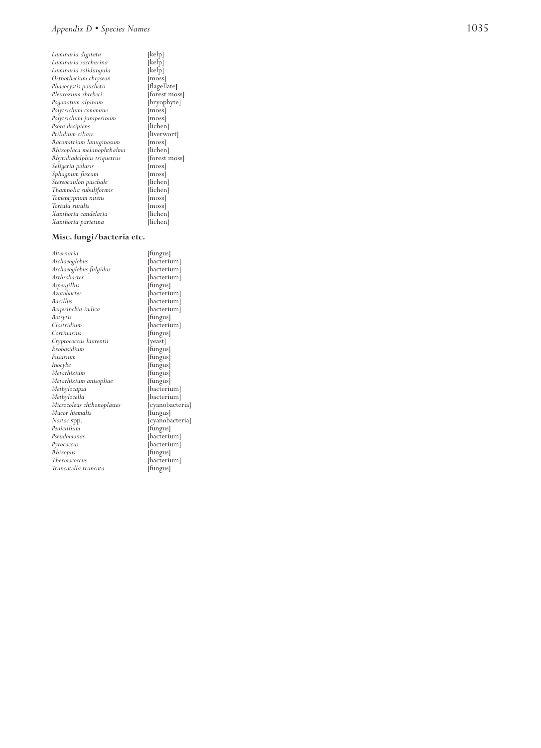| | |
|---|---|
| *Laminaria digitata* | [kelp] |
| *Laminaria saccharina* | [kelp] |
| *Laminaria solidungula* | [kelp] |
| *Orthothecium chryseon* | [moss] |
| *Phaeocystis pouchetii* | [flagellate] |
| *Pleurozium shreberi* | [forest moss] |
| *Pogonatum alpinum* | [bryophyte] |
| *Polytrichum commune* | [moss] |
| *Polytrichum juniperinum* | [moss] |
| *Psora decipiens* | [lichen] |
| *Ptilidium ciliare* | [liverwort] |
| *Racomitrium lanuginosum* | [moss] |
| *Rhizoplaca melanophthalma* | [lichen] |
| *Rhytidiadelphus triquetrus* | [forest moss] |
| *Seligeria polaris* | [moss] |
| *Sphagnum fuscum* | [moss] |
| *Stereocaulon paschale* | [lichen] |
| *Thamnolia subuliformis* | [lichen] |
| *Tomentypnum nitens* | [moss] |
| *Tortula ruralis* | [moss] |
| *Xanthoria candelaria* | [lichen] |
| *Xanthoria parietina* | [lichen] |

## Misc. fungi/bacteria etc.

| | |
|---|---|
| *Alternaria* | [fungus] |
| *Archaeoglobus* | [bacterium] |
| *Archaeoglobus fulgidus* | [bacterium] |
| *Arthrobacter* | [bacterium] |
| *Aspergillus* | [fungus] |
| *Azotobacter* | [bacterium] |
| *Bacillus* | [bacterium] |
| *Beijerinckia indica* | [bacterium] |
| *Botrytis* | [fungus] |
| *Clostridium* | [bacterium] |
| *Cortinarius* | [fungus] |
| *Cryptococcus laurentii* | [yeast] |
| *Exobasidium* | [fungus] |
| *Fusarium* | [fungus] |
| *Inocybe* | [fungus] |
| *Metarhizium* | [fungus] |
| *Metarhizium anisopliae* | [fungus] |
| *Methylocapsa* | [bacterium] |
| *Methylocella* | [bacterium] |
| *Microcoleus chthonoplastes* | [cyanobacteria] |
| *Mucor hiemalis* | [fungus] |
| *Nostoc* spp. | [cyanobacteria] |
| *Penicillium* | [fungus] |
| *Pseudomonas* | [bacterium] |
| *Pyrococcus* | [bacterium] |
| *Rhizopus* | [fungus] |
| *Thermococcus* | [bacterium] |
| *Truncatella truncata* | [fungus] |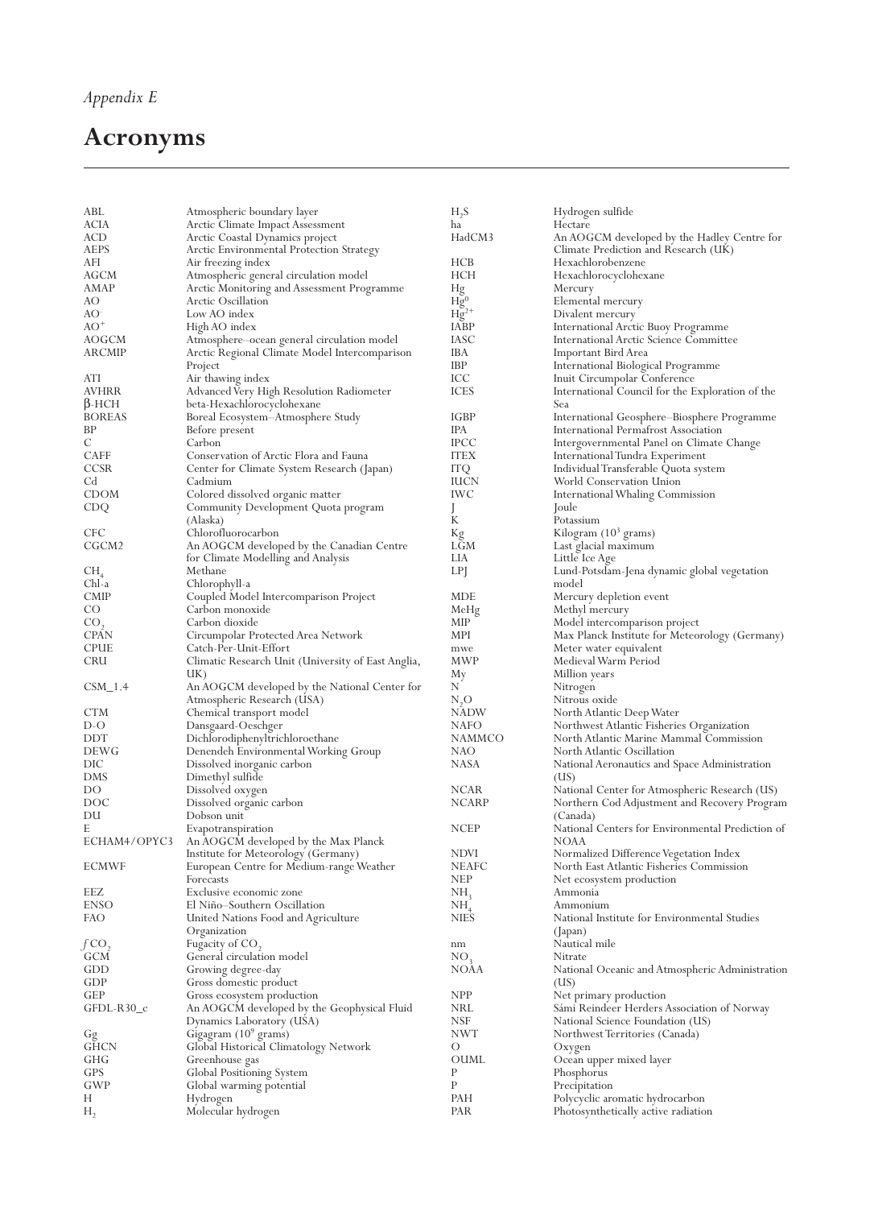*Appendix E*

# Acronyms

| | |
|---|---|
| ABL | Atmospheric boundary layer |
| ACIA | Arctic Climate Impact Assessment |
| ACD | Arctic Coastal Dynamics project |
| AEPS | Arctic Environmental Protection Strategy |
| AFI | Air freezing index |
| AGCM | Atmospheric general circulation model |
| AMAP | Arctic Monitoring and Assessment Programme |
| AO | Arctic Oscillation |
| $AO^-$ | Low AO index |
| $AO^+$ | High AO index |
| AOGCM | Atmosphere–ocean general circulation model |
| ARCMIP | Arctic Regional Climate Model Intercomparison Project |
| ATI | Air thawing index |
| AVHRR | Advanced Very High Resolution Radiometer |
| β-HCH | beta-Hexachlorocyclohexane |
| BOREAS | Boreal Ecosystem–Atmosphere Study |
| BP | Before present |
| C | Carbon |
| CAFF | Conservation of Arctic Flora and Fauna |
| CCSR | Center for Climate System Research (Japan) |
| Cd | Cadmium |
| CDOM | Colored dissolved organic matter |
| CDQ | Community Development Quota program (Alaska) |
| CFC | Chlorofluorocarbon |
| CGCM2 | An AOGCM developed by the Canadian Centre for Climate Modelling and Analysis |
| $CH_4$ | Methane |
| Chl-a | Chlorophyll-a |
| CMIP | Coupled Model Intercomparison Project |
| CO | Carbon monoxide |
| $CO_2$ | Carbon dioxide |
| CPAN | Circumpolar Protected Area Network |
| CPUE | Catch-Per-Unit-Effort |
| CRU | Climatic Research Unit (University of East Anglia, UK) |
| CSM_1.4 | An AOGCM developed by the National Center for Atmospheric Research (USA) |
| CTM | Chemical transport model |
| D-O | Dansgaard-Oeschger |
| DDT | Dichlorodiphenyltrichloroethane |
| DEWG | Denendeh Environmental Working Group |
| DIC | Dissolved inorganic carbon |
| DMS | Dimethyl sulfide |
| DO | Dissolved oxygen |
| DOC | Dissolved organic carbon |
| DU | Dobson unit |
| E | Evapotranspiration |
| ECHAM4/OPYC3 | An AOGCM developed by the Max Planck Institute for Meteorology (Germany) |
| ECMWF | European Centre for Medium-range Weather Forecasts |
| EEZ | Exclusive economic zone |
| ENSO | El Niño–Southern Oscillation |
| FAO | United Nations Food and Agriculture Organization |
| $fCO_2$ | Fugacity of $CO_2$ |
| GCM | General circulation model |
| GDD | Growing degree-day |
| GDP | Gross domestic product |
| GEP | Gross ecosystem production |
| GFDL-R30_c | An AOGCM developed by the Geophysical Fluid Dynamics Laboratory (USA) |
| Gg | Gigagram ($10^9$ grams) |
| GHCN | Global Historical Climatology Network |
| GHG | Greenhouse gas |
| GPS | Global Positioning System |
| GWP | Global warming potential |
| H | Hydrogen |
| $H_2$ | Molecular hydrogen |
| $H_2S$ | Hydrogen sulfide |
| ha | Hectare |
| HadCM3 | An AOGCM developed by the Hadley Centre for Climate Prediction and Research (UK) |
| HCB | Hexachlorobenzene |
| HCH | Hexachlorocyclohexane |
| Hg | Mercury |
| $Hg^0$ | Elemental mercury |
| $Hg^{2+}$ | Divalent mercury |
| IABP | International Arctic Buoy Programme |
| IASC | International Arctic Science Committee |
| IBA | Important Bird Area |
| IBP | International Biological Programme |
| ICC | Inuit Circumpolar Conference |
| ICES | International Council for the Exploration of the Sea |
| IGBP | International Geosphere–Biosphere Programme |
| IPA | International Permafrost Association |
| IPCC | Intergovernmental Panel on Climate Change |
| ITEX | International Tundra Experiment |
| ITQ | Individual Transferable Quota system |
| IUCN | World Conservation Union |
| IWC | International Whaling Commission |
| J | Joule |
| K | Potassium |
| Kg | Kilogram ($10^3$ grams) |
| LGM | Last glacial maximum |
| LIA | Little Ice Age |
| LPJ | Lund-Potsdam-Jena dynamic global vegetation model |
| MDE | Mercury depletion event |
| MeHg | Methyl mercury |
| MIP | Model intercomparison project |
| MPI | Max Planck Institute for Meteorology (Germany) |
| mwe | Meter water equivalent |
| MWP | Medieval Warm Period |
| My | Million years |
| N | Nitrogen |
| $N_2O$ | Nitrous oxide |
| NADW | North Atlantic Deep Water |
| NAFO | Northwest Atlantic Fisheries Organization |
| NAMMCO | North Atlantic Marine Mammal Commission |
| NAO | North Atlantic Oscillation |
| NASA | National Aeronautics and Space Administration (US) |
| NCAR | National Center for Atmospheric Research (US) |
| NCARP | Northern Cod Adjustment and Recovery Program (Canada) |
| NCEP | National Centers for Environmental Prediction of NOAA |
| NDVI | Normalized Difference Vegetation Index |
| NEAFC | North East Atlantic Fisheries Commission |
| NEP | Net ecosystem production |
| $NH_3$ | Ammonia |
| $NH_4$ | Ammonium |
| NIES | National Institute for Environmental Studies (Japan) |
| nm | Nautical mile |
| $NO_3$ | Nitrate |
| NOAA | National Oceanic and Atmospheric Administration (US) |
| NPP | Net primary production |
| NRL | Sámi Reindeer Herders Association of Norway |
| NSF | National Science Foundation (US) |
| NWT | Northwest Territories (Canada) |
| O | Oxygen |
| OUML | Ocean upper mixed layer |
| P | Phosphorus |
| P | Precipitation |
| PAH | Polycyclic aromatic hydrocarbon |
| PAR | Photosynthetically active radiation |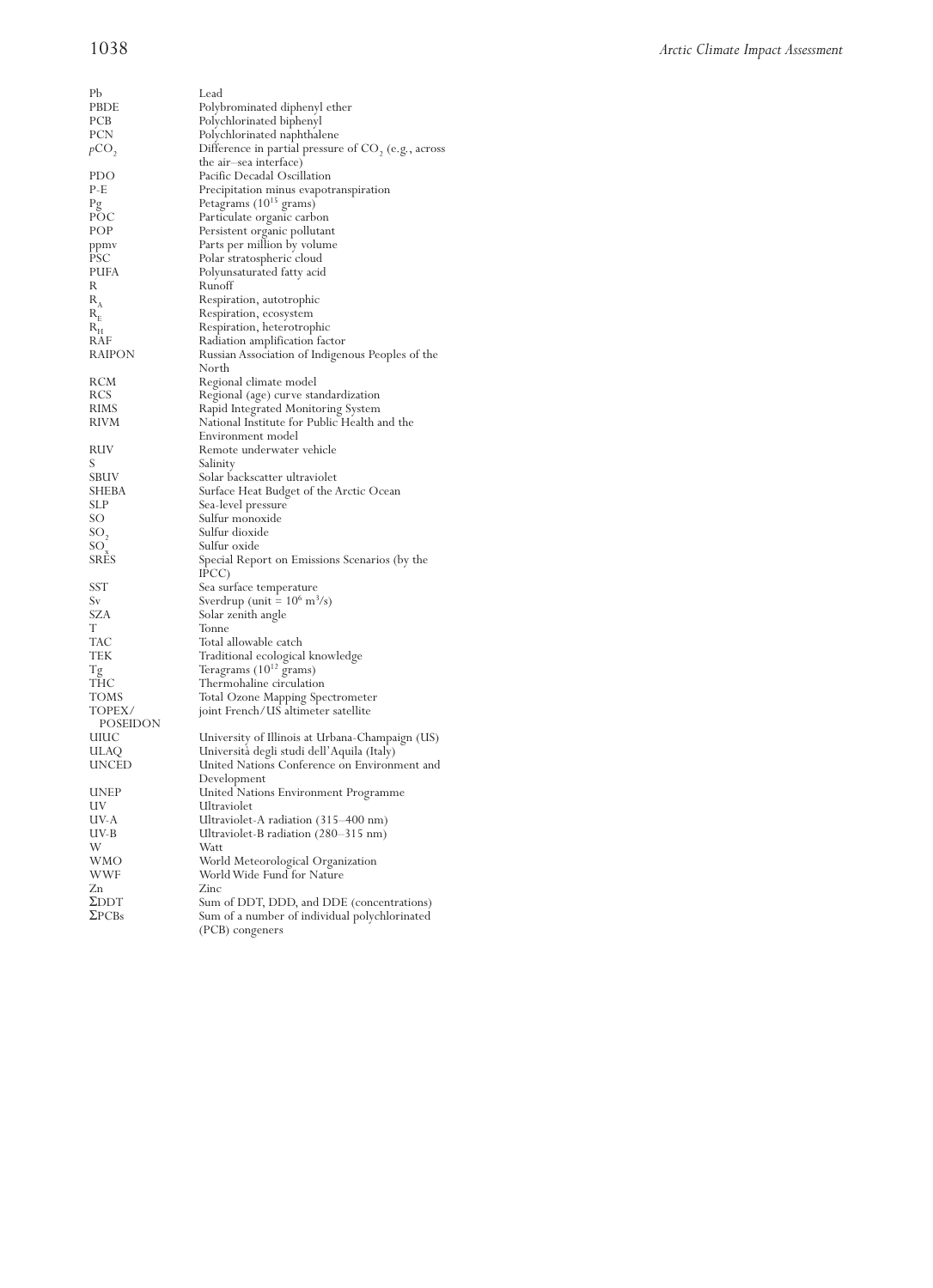| | |
|---|---|
| Pb | Lead |
| PBDE | Polybrominated diphenyl ether |
| PCB | Polychlorinated biphenyl |
| PCN | Polychlorinated naphthalene |
| $pCO_2$ | Difference in partial pressure of $CO_2$ (e.g., across the air–sea interface) |
| PDO | Pacific Decadal Oscillation |
| P-E | Precipitation minus evapotranspiration |
| Pg | Petagrams ($10^{15}$ grams) |
| POC | Particulate organic carbon |
| POP | Persistent organic pollutant |
| ppmv | Parts per million by volume |
| PSC | Polar stratospheric cloud |
| PUFA | Polyunsaturated fatty acid |
| R | Runoff |
| $R_A$ | Respiration, autotrophic |
| $R_E$ | Respiration, ecosystem |
| $R_H$ | Respiration, heterotrophic |
| RAF | Radiation amplification factor |
| RAIPON | Russian Association of Indigenous Peoples of the North |
| RCM | Regional climate model |
| RCS | Regional (age) curve standardization |
| RIMS | Rapid Integrated Monitoring System |
| RIVM | National Institute for Public Health and the Environment model |
| RUV | Remote underwater vehicle |
| S | Salinity |
| SBUV | Solar backscatter ultraviolet |
| SHEBA | Surface Heat Budget of the Arctic Ocean |
| SLP | Sea-level pressure |
| SO | Sulfur monoxide |
| $SO_2$ | Sulfur dioxide |
| $SO_x$ | Sulfur oxide |
| SRES | Special Report on Emissions Scenarios (by the IPCC) |
| SST | Sea surface temperature |
| Sv | Sverdrup (unit = $10^6$ $m^3/s$) |
| SZA | Solar zenith angle |
| T | Tonne |
| TAC | Total allowable catch |
| TEK | Traditional ecological knowledge |
| Tg | Teragrams ($10^{12}$ grams) |
| THC | Thermohaline circulation |
| TOMS | Total Ozone Mapping Spectrometer |
| TOPEX/POSEIDON | joint French/US altimeter satellite |
| UIUC | University of Illinois at Urbana-Champaign (US) |
| ULAQ | Università degli studi dell'Aquila (Italy) |
| UNCED | United Nations Conference on Environment and Development |
| UNEP | United Nations Environment Programme |
| UV | Ultraviolet |
| UV-A | Ultraviolet-A radiation (315–400 nm) |
| UV-B | Ultraviolet-B radiation (280–315 nm) |
| W | Watt |
| WMO | World Meteorological Organization |
| WWF | World Wide Fund for Nature |
| Zn | Zinc |
| ΣDDT | Sum of DDT, DDD, and DDE (concentrations) |
| ΣPCBs | Sum of a number of individual polychlorinated (PCB) congeners |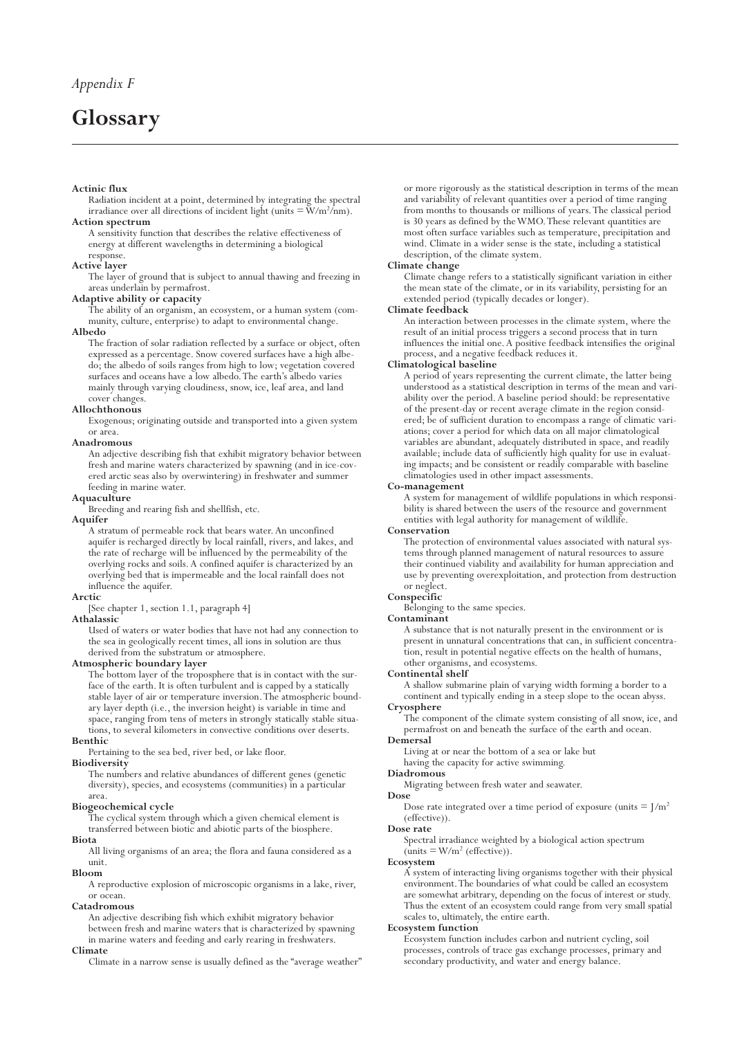*Appendix F*

# Glossary

**Actinic flux**
Radiation incident at a point, determined by integrating the spectral irradiance over all directions of incident light (units = $W/m^2/nm$).

**Action spectrum**
A sensitivity function that describes the relative effectiveness of energy at different wavelengths in determining a biological response.

**Active layer**
The layer of ground that is subject to annual thawing and freezing in areas underlain by permafrost.

**Adaptive ability or capacity**
The ability of an organism, an ecosystem, or a human system (community, culture, enterprise) to adapt to environmental change.

**Albedo**
The fraction of solar radiation reflected by a surface or object, often expressed as a percentage. Snow covered surfaces have a high albedo; the albedo of soils ranges from high to low; vegetation covered surfaces and oceans have a low albedo. The earth's albedo varies mainly through varying cloudiness, snow, ice, leaf area, and land cover changes.

**Allochthonous**
Exogenous; originating outside and transported into a given system or area.

**Anadromous**
An adjective describing fish that exhibit migratory behavior between fresh and marine waters characterized by spawning (and in ice-covered arctic seas also by overwintering) in freshwater and summer feeding in marine water.

**Aquaculture**
Breeding and rearing fish and shellfish, etc.

**Aquifer**
A stratum of permeable rock that bears water. An unconfined aquifer is recharged directly by local rainfall, rivers, and lakes, and the rate of recharge will be influenced by the permeability of the overlying rocks and soils. A confined aquifer is characterized by an overlying bed that is impermeable and the local rainfall does not influence the aquifer.

**Arctic**
[See chapter 1, section 1.1, paragraph 4]

**Athalassic**
Used of waters or water bodies that have not had any connection to the sea in geologically recent times, all ions in solution are thus derived from the substratum or atmosphere.

**Atmospheric boundary layer**
The bottom layer of the troposphere that is in contact with the surface of the earth. It is often turbulent and is capped by a statically stable layer of air or temperature inversion. The atmospheric boundary layer depth (i.e., the inversion height) is variable in time and space, ranging from tens of meters in strongly statically stable situations, to several kilometers in convective conditions over deserts.

**Benthic**
Pertaining to the sea bed, river bed, or lake floor.

**Biodiversity**
The numbers and relative abundances of different genes (genetic diversity), species, and ecosystems (communities) in a particular area.

**Biogeochemical cycle**
The cyclical system through which a given chemical element is transferred between biotic and abiotic parts of the biosphere.

**Biota**
All living organisms of an area; the flora and fauna considered as a unit.

**Bloom**
A reproductive explosion of microscopic organisms in a lake, river, or ocean.

**Catadromous**
An adjective describing fish which exhibit migratory behavior between fresh and marine waters that is characterized by spawning in marine waters and feeding and early rearing in freshwaters.

**Climate**
Climate in a narrow sense is usually defined as the "average weather" or more rigorously as the statistical description in terms of the mean and variability of relevant quantities over a period of time ranging from months to thousands or millions of years. The classical period is 30 years as defined by the WMO. These relevant quantities are most often surface variables such as temperature, precipitation and wind. Climate in a wider sense is the state, including a statistical description, of the climate system.

**Climate change**
Climate change refers to a statistically significant variation in either the mean state of the climate, or in its variability, persisting for an extended period (typically decades or longer).

**Climate feedback**
An interaction between processes in the climate system, where the result of an initial process triggers a second process that in turn influences the initial one. A positive feedback intensifies the original process, and a negative feedback reduces it.

**Climatological baseline**
A period of years representing the current climate, the latter being understood as a statistical description in terms of the mean and variability over the period. A baseline period should: be representative of the present-day or recent average climate in the region considered; be of sufficient duration to encompass a range of climatic variations; cover a period for which data on all major climatological variables are abundant, adequately distributed in space, and readily available; include data of sufficiently high quality for use in evaluating impacts; and be consistent or readily comparable with baseline climatologies used in other impact assessments.

**Co-management**
A system for management of wildlife populations in which responsibility is shared between the users of the resource and government entities with legal authority for management of wildlife.

**Conservation**
The protection of environmental values associated with natural systems through planned management of natural resources to assure their continued viability and availability for human appreciation and use by preventing overexploitation, and protection from destruction or neglect.

**Conspecific**
Belonging to the same species.

**Contaminant**
A substance that is not naturally present in the environment or is present in unnatural concentrations that can, in sufficient concentration, result in potential negative effects on the health of humans, other organisms, and ecosystems.

**Continental shelf**
A shallow submarine plain of varying width forming a border to a continent and typically ending in a steep slope to the ocean abyss.

**Cryosphere**
The component of the climate system consisting of all snow, ice, and permafrost on and beneath the surface of the earth and ocean.

**Demersal**
Living at or near the bottom of a sea or lake but having the capacity for active swimming.

**Diadromous**
Migrating between fresh water and seawater.

**Dose**
Dose rate integrated over a time period of exposure (units = $J/m^2$ (effective)).

**Dose rate**
Spectral irradiance weighted by a biological action spectrum (units = $W/m^2$ (effective)).

**Ecosystem**
A system of interacting living organisms together with their physical environment. The boundaries of what could be called an ecosystem are somewhat arbitrary, depending on the focus of interest or study. Thus the extent of an ecosystem could range from very small spatial scales to, ultimately, the entire earth.

**Ecosystem function**
Ecosystem function includes carbon and nutrient cycling, soil processes, controls of trace gas exchange processes, primary and secondary productivity, and water and energy balance.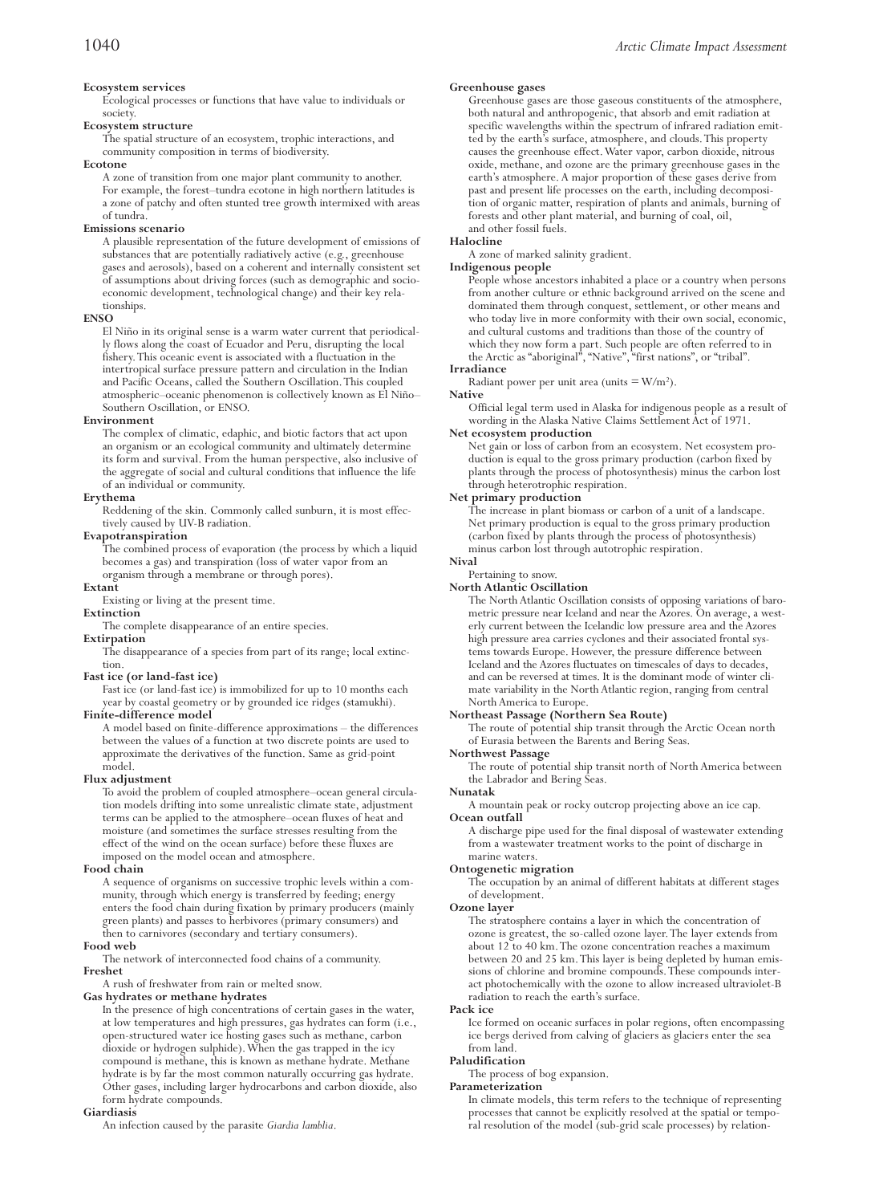**Ecosystem services**
Ecological processes or functions that have value to individuals or society.

**Ecosystem structure**
The spatial structure of an ecosystem, trophic interactions, and community composition in terms of biodiversity.

**Ecotone**
A zone of transition from one major plant community to another. For example, the forest–tundra ecotone in high northern latitudes is a zone of patchy and often stunted tree growth intermixed with areas of tundra.

**Emissions scenario**
A plausible representation of the future development of emissions of substances that are potentially radiatively active (e.g., greenhouse gases and aerosols), based on a coherent and internally consistent set of assumptions about driving forces (such as demographic and socioeconomic development, technological change) and their key relationships.

**ENSO**
El Niño in its original sense is a warm water current that periodically flows along the coast of Ecuador and Peru, disrupting the local fishery. This oceanic event is associated with a fluctuation in the intertropical surface pressure pattern and circulation in the Indian and Pacific Oceans, called the Southern Oscillation. This coupled atmospheric–oceanic phenomenon is collectively known as El Niño–Southern Oscillation, or ENSO.

**Environment**
The complex of climatic, edaphic, and biotic factors that act upon an organism or an ecological community and ultimately determine its form and survival. From the human perspective, also inclusive of the aggregate of social and cultural conditions that influence the life of an individual or community.

**Erythema**
Reddening of the skin. Commonly called sunburn, it is most effectively caused by UV-B radiation.

**Evapotranspiration**
The combined process of evaporation (the process by which a liquid becomes a gas) and transpiration (loss of water vapor from an organism through a membrane or through pores).

**Extant**
Existing or living at the present time.

**Extinction**
The complete disappearance of an entire species.

**Extirpation**
The disappearance of a species from part of its range; local extinction.

**Fast ice (or land-fast ice)**
Fast ice (or land-fast ice) is immobilized for up to 10 months each year by coastal geometry or by grounded ice ridges (stamukhi).

**Finite-difference model**
A model based on finite-difference approximations – the differences between the values of a function at two discrete points are used to approximate the derivatives of the function. Same as grid-point model.

**Flux adjustment**
To avoid the problem of coupled atmosphere–ocean general circulation models drifting into some unrealistic climate state, adjustment terms can be applied to the atmosphere–ocean fluxes of heat and moisture (and sometimes the surface stresses resulting from the effect of the wind on the ocean surface) before these fluxes are imposed on the model ocean and atmosphere.

**Food chain**
A sequence of organisms on successive trophic levels within a community, through which energy is transferred by feeding; energy enters the food chain during fixation by primary producers (mainly green plants) and passes to herbivores (primary consumers) and then to carnivores (secondary and tertiary consumers).

**Food web**
The network of interconnected food chains of a community.

**Freshet**
A rush of freshwater from rain or melted snow.

**Gas hydrates or methane hydrates**
In the presence of high concentrations of certain gases in the water, at low temperatures and high pressures, gas hydrates can form (i.e., open-structured water ice hosting gases such as methane, carbon dioxide or hydrogen sulphide). When the gas trapped in the icy compound is methane, this is known as methane hydrate. Methane hydrate is by far the most common naturally occurring gas hydrate. Other gases, including larger hydrocarbons and carbon dioxide, also form hydrate compounds.

**Giardiasis**
An infection caused by the parasite *Giardia lamblia*.

**Greenhouse gases**
Greenhouse gases are those gaseous constituents of the atmosphere, both natural and anthropogenic, that absorb and emit radiation at specific wavelengths within the spectrum of infrared radiation emitted by the earth's surface, atmosphere, and clouds. This property causes the greenhouse effect. Water vapor, carbon dioxide, nitrous oxide, methane, and ozone are the primary greenhouse gases in the earth's atmosphere. A major proportion of these gases derive from past and present life processes on the earth, including decomposition of organic matter, respiration of plants and animals, burning of forests and other plant material, and burning of coal, oil, and other fossil fuels.

**Halocline**
A zone of marked salinity gradient.

**Indigenous people**
People whose ancestors inhabited a place or a country when persons from another culture or ethnic background arrived on the scene and dominated them through conquest, settlement, or other means and who today live in more conformity with their own social, economic, and cultural customs and traditions than those of the country of which they now form a part. Such people are often referred to in the Arctic as "aboriginal", "Native", "first nations", or "tribal".

**Irradiance**
Radiant power per unit area (units = $W/m^2$).

**Native**
Official legal term used in Alaska for indigenous people as a result of wording in the Alaska Native Claims Settlement Act of 1971.

**Net ecosystem production**
Net gain or loss of carbon from an ecosystem. Net ecosystem production is equal to the gross primary production (carbon fixed by plants through the process of photosynthesis) minus the carbon lost through heterotrophic respiration.

**Net primary production**
The increase in plant biomass or carbon of a unit of a landscape. Net primary production is equal to the gross primary production (carbon fixed by plants through the process of photosynthesis) minus carbon lost through autotrophic respiration.

**Nival**
Pertaining to snow.

**North Atlantic Oscillation**
The North Atlantic Oscillation consists of opposing variations of barometric pressure near Iceland and near the Azores. On average, a westerly current between the Icelandic low pressure area and the Azores high pressure area carries cyclones and their associated frontal systems towards Europe. However, the pressure difference between Iceland and the Azores fluctuates on timescales of days to decades, and can be reversed at times. It is the dominant mode of winter climate variability in the North Atlantic region, ranging from central North America to Europe.

**Northeast Passage (Northern Sea Route)**
The route of potential ship transit through the Arctic Ocean north of Eurasia between the Barents and Bering Seas.

**Northwest Passage**
The route of potential ship transit north of North America between the Labrador and Bering Seas.

**Nunatak**
A mountain peak or rocky outcrop projecting above an ice cap.

**Ocean outfall**
A discharge pipe used for the final disposal of wastewater extending from a wastewater treatment works to the point of discharge in marine waters.

**Ontogenetic migration**
The occupation by an animal of different habitats at different stages of development.

**Ozone layer**
The stratosphere contains a layer in which the concentration of ozone is greatest, the so-called ozone layer. The layer extends from about 12 to 40 km. The ozone concentration reaches a maximum between 20 and 25 km. This layer is being depleted by human emissions of chlorine and bromine compounds. These compounds interact photochemically with the ozone to allow increased ultraviolet-B radiation to reach the earth's surface.

**Pack ice**
Ice formed on oceanic surfaces in polar regions, often encompassing ice bergs derived from calving of glaciers as glaciers enter the sea from land.

**Paludification**
The process of bog expansion.

**Parameterization**
In climate models, this term refers to the technique of representing processes that cannot be explicitly resolved at the spatial or temporal resolution of the model (sub-grid scale processes) by relation-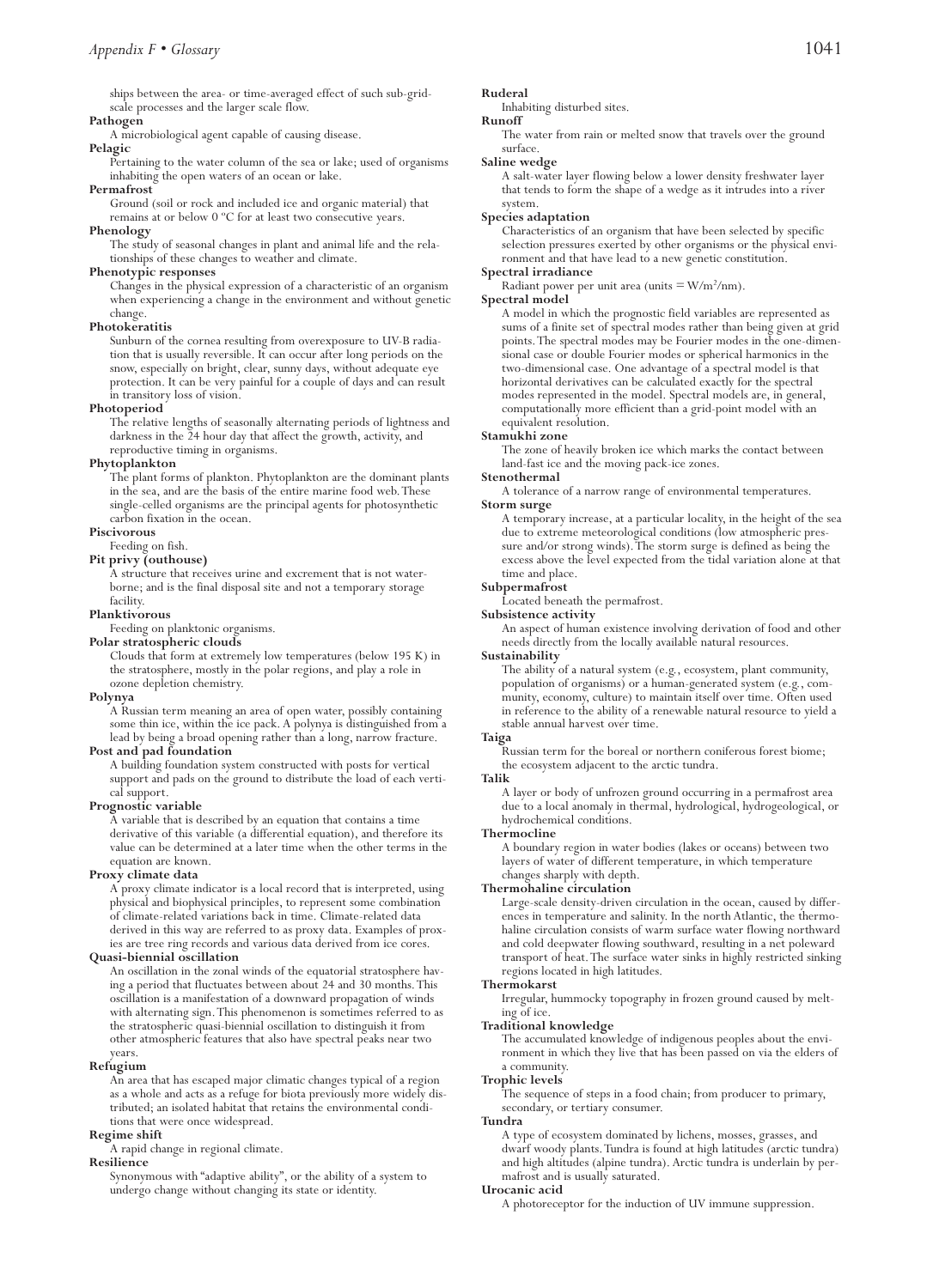ships between the area- or time-averaged effect of such sub-grid-scale processes and the larger scale flow.

**Pathogen**
A microbiological agent capable of causing disease.

**Pelagic**
Pertaining to the water column of the sea or lake; used of organisms inhabiting the open waters of an ocean or lake.

**Permafrost**
Ground (soil or rock and included ice and organic material) that remains at or below 0 ºC for at least two consecutive years.

**Phenology**
The study of seasonal changes in plant and animal life and the relationships of these changes to weather and climate.

**Phenotypic responses**
Changes in the physical expression of a characteristic of an organism when experiencing a change in the environment and without genetic change.

**Photokeratitis**
Sunburn of the cornea resulting from overexposure to UV-B radiation that is usually reversible. It can occur after long periods on the snow, especially on bright, clear, sunny days, without adequate eye protection. It can be very painful for a couple of days and can result in transitory loss of vision.

**Photoperiod**
The relative lengths of seasonally alternating periods of lightness and darkness in the 24 hour day that affect the growth, activity, and reproductive timing in organisms.

**Phytoplankton**
The plant forms of plankton. Phytoplankton are the dominant plants in the sea, and are the basis of the entire marine food web. These single-celled organisms are the principal agents for photosynthetic carbon fixation in the ocean.

**Piscivorous**
Feeding on fish.

**Pit privy (outhouse)**
A structure that receives urine and excrement that is not water-borne; and is the final disposal site and not a temporary storage facility.

**Planktivorous**
Feeding on planktonic organisms.

**Polar stratospheric clouds**
Clouds that form at extremely low temperatures (below 195 K) in the stratosphere, mostly in the polar regions, and play a role in ozone depletion chemistry.

**Polynya**
A Russian term meaning an area of open water, possibly containing some thin ice, within the ice pack. A polynya is distinguished from a lead by being a broad opening rather than a long, narrow fracture.

**Post and pad foundation**
A building foundation system constructed with posts for vertical support and pads on the ground to distribute the load of each vertical support.

**Prognostic variable**
A variable that is described by an equation that contains a time derivative of this variable (a differential equation), and therefore its value can be determined at a later time when the other terms in the equation are known.

**Proxy climate data**
A proxy climate indicator is a local record that is interpreted, using physical and biophysical principles, to represent some combination of climate-related variations back in time. Climate-related data derived in this way are referred to as proxy data. Examples of proxies are tree ring records and various data derived from ice cores.

**Quasi-biennial oscillation**
An oscillation in the zonal winds of the equatorial stratosphere having a period that fluctuates between about 24 and 30 months. This oscillation is a manifestation of a downward propagation of winds with alternating sign. This phenomenon is sometimes referred to as the stratospheric quasi-biennial oscillation to distinguish it from other atmospheric features that also have spectral peaks near two years.

**Refugium**
An area that has escaped major climatic changes typical of a region as a whole and acts as a refuge for biota previously more widely distributed; an isolated habitat that retains the environmental conditions that were once widespread.

**Regime shift**
A rapid change in regional climate.

**Resilience**
Synonymous with "adaptive ability", or the ability of a system to undergo change without changing its state or identity.

**Ruderal**
Inhabiting disturbed sites.

**Runoff**
The water from rain or melted snow that travels over the ground surface.

**Saline wedge**
A salt-water layer flowing below a lower density freshwater layer that tends to form the shape of a wedge as it intrudes into a river system.

**Species adaptation**
Characteristics of an organism that have been selected by specific selection pressures exerted by other organisms or the physical environment and that have lead to a new genetic constitution.

**Spectral irradiance**
Radiant power per unit area (units = $W/m^2/nm$).

**Spectral model**
A model in which the prognostic field variables are represented as sums of a finite set of spectral modes rather than being given at grid points. The spectral modes may be Fourier modes in the one-dimensional case or double Fourier modes or spherical harmonics in the two-dimensional case. One advantage of a spectral model is that horizontal derivatives can be calculated exactly for the spectral modes represented in the model. Spectral models are, in general, computationally more efficient than a grid-point model with an equivalent resolution.

**Stamukhi zone**
The zone of heavily broken ice which marks the contact between land-fast ice and the moving pack-ice zones.

**Stenothermal**
A tolerance of a narrow range of environmental temperatures.

**Storm surge**
A temporary increase, at a particular locality, in the height of the sea due to extreme meteorological conditions (low atmospheric pressure and/or strong winds). The storm surge is defined as being the excess above the level expected from the tidal variation alone at that time and place.

**Subpermafrost**
Located beneath the permafrost.

**Subsistence activity**
An aspect of human existence involving derivation of food and other needs directly from the locally available natural resources.

**Sustainability**
The ability of a natural system (e.g., ecosystem, plant community, population of organisms) or a human-generated system (e.g., community, economy, culture) to maintain itself over time. Often used in reference to the ability of a renewable natural resource to yield a stable annual harvest over time.

**Taiga**
Russian term for the boreal or northern coniferous forest biome; the ecosystem adjacent to the arctic tundra.

**Talik**
A layer or body of unfrozen ground occurring in a permafrost area due to a local anomaly in thermal, hydrological, hydrogeological, or hydrochemical conditions.

**Thermocline**
A boundary region in water bodies (lakes or oceans) between two layers of water of different temperature, in which temperature changes sharply with depth.

**Thermohaline circulation**
Large-scale density-driven circulation in the ocean, caused by differences in temperature and salinity. In the north Atlantic, the thermohaline circulation consists of warm surface water flowing northward and cold deepwater flowing southward, resulting in a net poleward transport of heat. The surface water sinks in highly restricted sinking regions located in high latitudes.

**Thermokarst**
Irregular, hummocky topography in frozen ground caused by melting of ice.

**Traditional knowledge**
The accumulated knowledge of indigenous peoples about the environment in which they live that has been passed on via the elders of a community.

**Trophic levels**
The sequence of steps in a food chain; from producer to primary, secondary, or tertiary consumer.

**Tundra**
A type of ecosystem dominated by lichens, mosses, grasses, and dwarf woody plants. Tundra is found at high latitudes (arctic tundra) and high altitudes (alpine tundra). Arctic tundra is underlain by permafrost and is usually saturated.

**Urocanic acid**
A photoreceptor for the induction of UV immune suppression.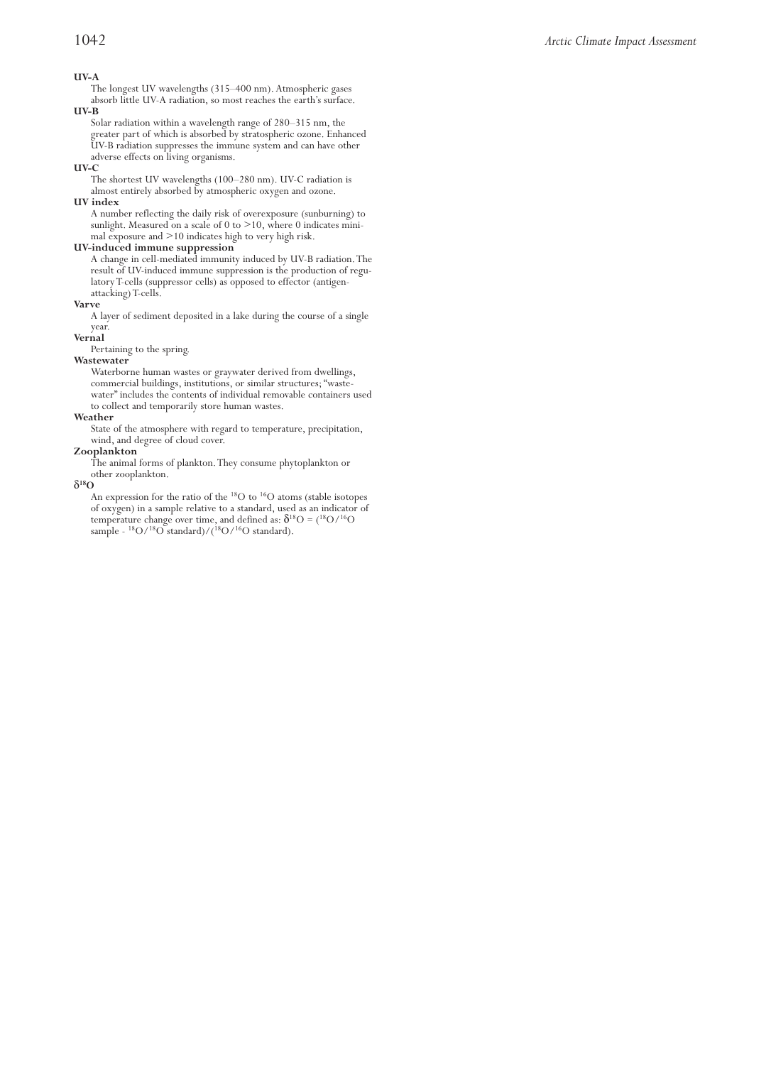**UV-A**
The longest UV wavelengths (315–400 nm). Atmospheric gases absorb little UV-A radiation, so most reaches the earth's surface.

**UV-B**
Solar radiation within a wavelength range of 280–315 nm, the greater part of which is absorbed by stratospheric ozone. Enhanced UV-B radiation suppresses the immune system and can have other adverse effects on living organisms.

**UV-C**
The shortest UV wavelengths (100–280 nm). UV-C radiation is almost entirely absorbed by atmospheric oxygen and ozone.

**UV index**
A number reflecting the daily risk of overexposure (sunburning) to sunlight. Measured on a scale of 0 to >10, where 0 indicates minimal exposure and >10 indicates high to very high risk.

**UV-induced immune suppression**
A change in cell-mediated immunity induced by UV-B radiation. The result of UV-induced immune suppression is the production of regulatory T-cells (suppressor cells) as opposed to effector (antigen-attacking) T-cells.

**Varve**
A layer of sediment deposited in a lake during the course of a single year.

**Vernal**
Pertaining to the spring.

**Wastewater**
Waterborne human wastes or graywater derived from dwellings, commercial buildings, institutions, or similar structures; "wastewater" includes the contents of individual removable containers used to collect and temporarily store human wastes.

**Weather**
State of the atmosphere with regard to temperature, precipitation, wind, and degree of cloud cover.

**Zooplankton**
The animal forms of plankton. They consume phytoplankton or other zooplankton.

**$\delta^{18}O$**
An expression for the ratio of the $^{18}O$ to $^{16}O$ atoms (stable isotopes of oxygen) in a sample relative to a standard, used as an indicator of temperature change over time, and defined as: $\delta^{18}O = (^{18}O/^{16}O \text{ sample} - ^{18}O/^{18}O \text{ standard})/(^{18}O/^{16}O \text{ standard})$.